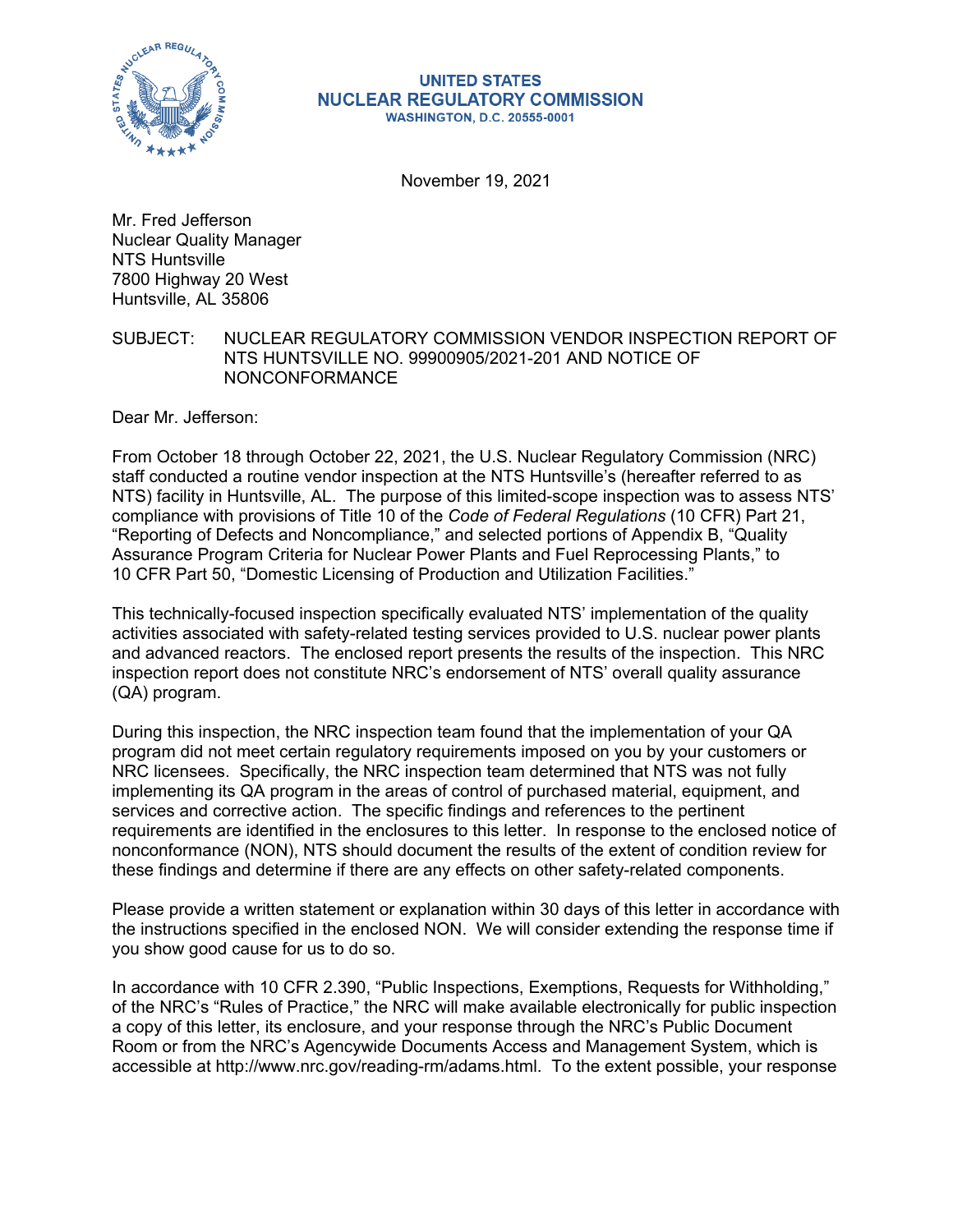**UNITED STATES**
**NUCLEAR REGULATORY COMMISSION**
**WASHINGTON, D.C. 20555-0001**

November 19, 2021

Mr. Fred Jefferson
Nuclear Quality Manager
NTS Huntsville
7800 Highway 20 West
Huntsville, AL 35806

SUBJECT: NUCLEAR REGULATORY COMMISSION VENDOR INSPECTION REPORT OF NTS HUNTSVILLE NO. 99900905/2021-201 AND NOTICE OF NONCONFORMANCE

Dear Mr. Jefferson:

From October 18 through October 22, 2021, the U.S. Nuclear Regulatory Commission (NRC) staff conducted a routine vendor inspection at the NTS Huntsville's (hereafter referred to as NTS) facility in Huntsville, AL. The purpose of this limited-scope inspection was to assess NTS' compliance with provisions of Title 10 of the *Code of Federal Regulations* (10 CFR) Part 21, "Reporting of Defects and Noncompliance," and selected portions of Appendix B, "Quality Assurance Program Criteria for Nuclear Power Plants and Fuel Reprocessing Plants," to 10 CFR Part 50, "Domestic Licensing of Production and Utilization Facilities."

This technically-focused inspection specifically evaluated NTS' implementation of the quality activities associated with safety-related testing services provided to U.S. nuclear power plants and advanced reactors. The enclosed report presents the results of the inspection. This NRC inspection report does not constitute NRC's endorsement of NTS' overall quality assurance (QA) program.

During this inspection, the NRC inspection team found that the implementation of your QA program did not meet certain regulatory requirements imposed on you by your customers or NRC licensees. Specifically, the NRC inspection team determined that NTS was not fully implementing its QA program in the areas of control of purchased material, equipment, and services and corrective action. The specific findings and references to the pertinent requirements are identified in the enclosures to this letter. In response to the enclosed notice of nonconformance (NON), NTS should document the results of the extent of condition review for these findings and determine if there are any effects on other safety-related components.

Please provide a written statement or explanation within 30 days of this letter in accordance with the instructions specified in the enclosed NON. We will consider extending the response time if you show good cause for us to do so.

In accordance with 10 CFR 2.390, "Public Inspections, Exemptions, Requests for Withholding," of the NRC's "Rules of Practice," the NRC will make available electronically for public inspection a copy of this letter, its enclosure, and your response through the NRC's Public Document Room or from the NRC's Agencywide Documents Access and Management System, which is accessible at http://www.nrc.gov/reading-rm/adams.html. To the extent possible, your response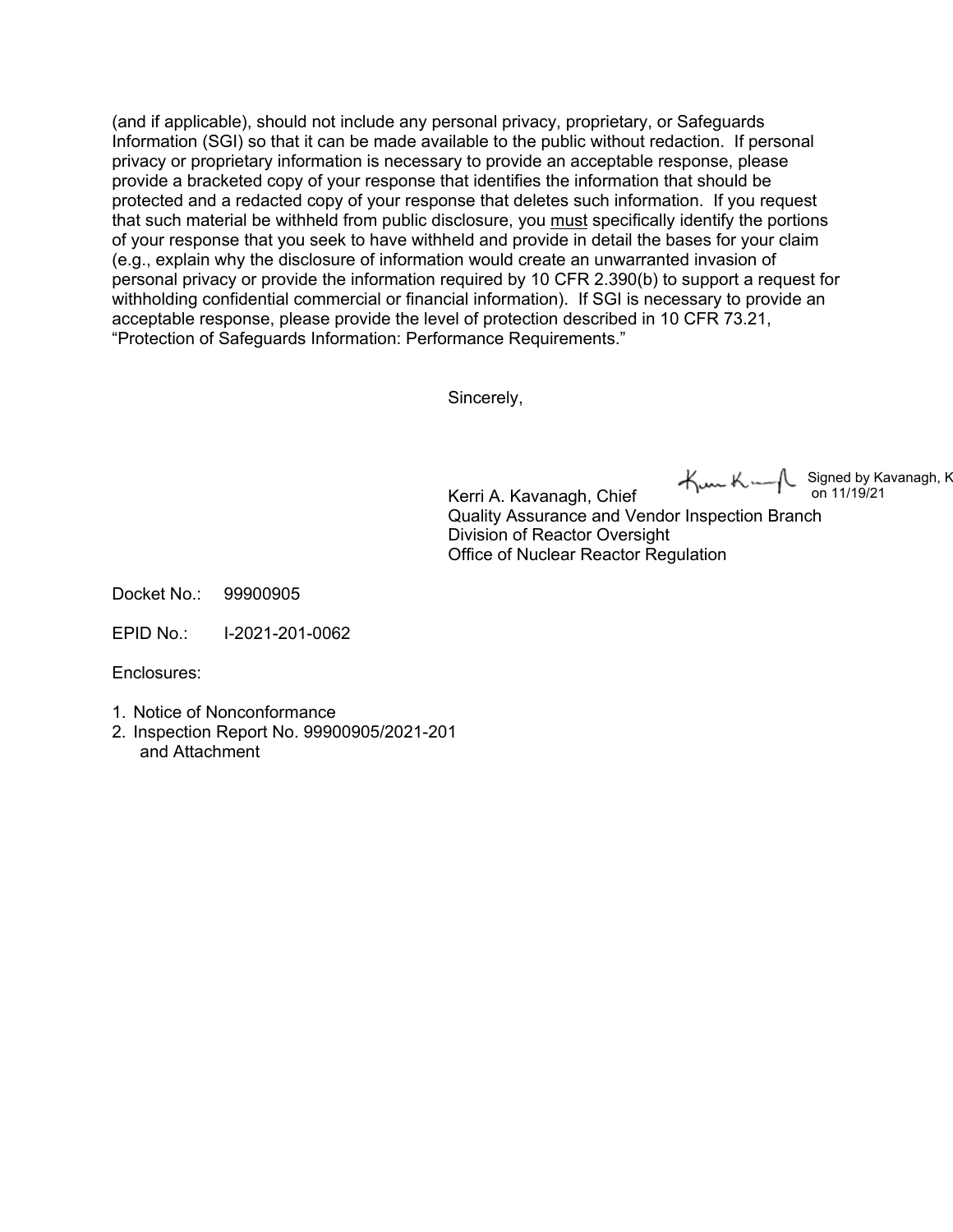(and if applicable), should not include any personal privacy, proprietary, or Safeguards Information (SGI) so that it can be made available to the public without redaction. If personal privacy or proprietary information is necessary to provide an acceptable response, please provide a bracketed copy of your response that identifies the information that should be protected and a redacted copy of your response that deletes such information. If you request that such material be withheld from public disclosure, you must specifically identify the portions of your response that you seek to have withheld and provide in detail the bases for your claim (e.g., explain why the disclosure of information would create an unwarranted invasion of personal privacy or provide the information required by 10 CFR 2.390(b) to support a request for withholding confidential commercial or financial information). If SGI is necessary to provide an acceptable response, please provide the level of protection described in 10 CFR 73.21, "Protection of Safeguards Information: Performance Requirements."

Sincerely,

Signed by Kavanagh, K on 11/19/21

Kerri A. Kavanagh, Chief
Quality Assurance and Vendor Inspection Branch
Division of Reactor Oversight
Office of Nuclear Reactor Regulation

Docket No.: 99900905

EPID No.: I-2021-201-0062

Enclosures:

1. Notice of Nonconformance
2. Inspection Report No. 99900905/2021-201 and Attachment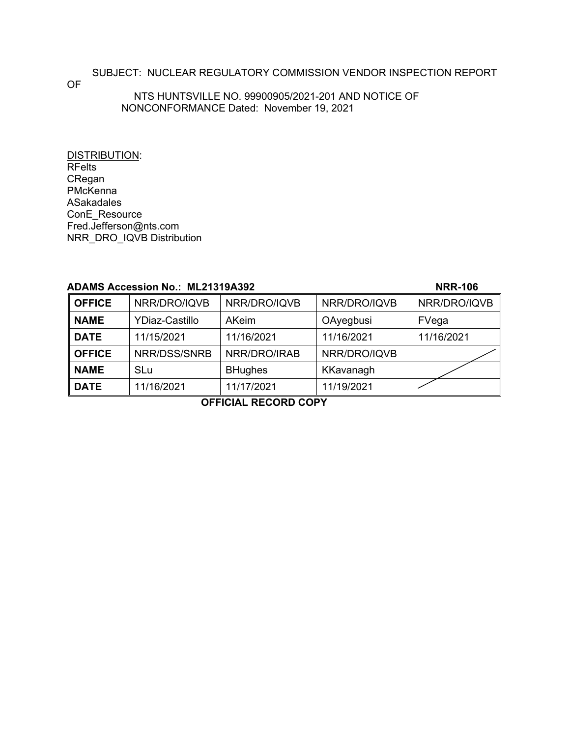SUBJECT: NUCLEAR REGULATORY COMMISSION VENDOR INSPECTION REPORT OF NTS HUNTSVILLE NO. 99900905/2021-201 AND NOTICE OF NONCONFORMANCE Dated: November 19, 2021

DISTRIBUTION:
RFelts
CRegan
PMcKenna
ASakadales
ConE_Resource
Fred.Jefferson@nts.com
NRR_DRO_IQVB Distribution

**ADAMS Accession No.: ML21319A392** **NRR-106**

| **OFFICE** | NRR/DRO/IQVB | NRR/DRO/IQVB | NRR/DRO/IQVB | NRR/DRO/IQVB |
|---|---|---|---|---|
| **NAME** | YDiaz-Castillo | AKeim | OAyegbusi | FVega |
| **DATE** | 11/15/2021 | 11/16/2021 | 11/16/2021 | 11/16/2021 |
| **OFFICE** | NRR/DSS/SNRB | NRR/DRO/IRAB | NRR/DRO/IQVB | |
| **NAME** | SLu | BHughes | KKavanagh | |
| **DATE** | 11/16/2021 | 11/17/2021 | 11/19/2021 | |

**OFFICIAL RECORD COPY**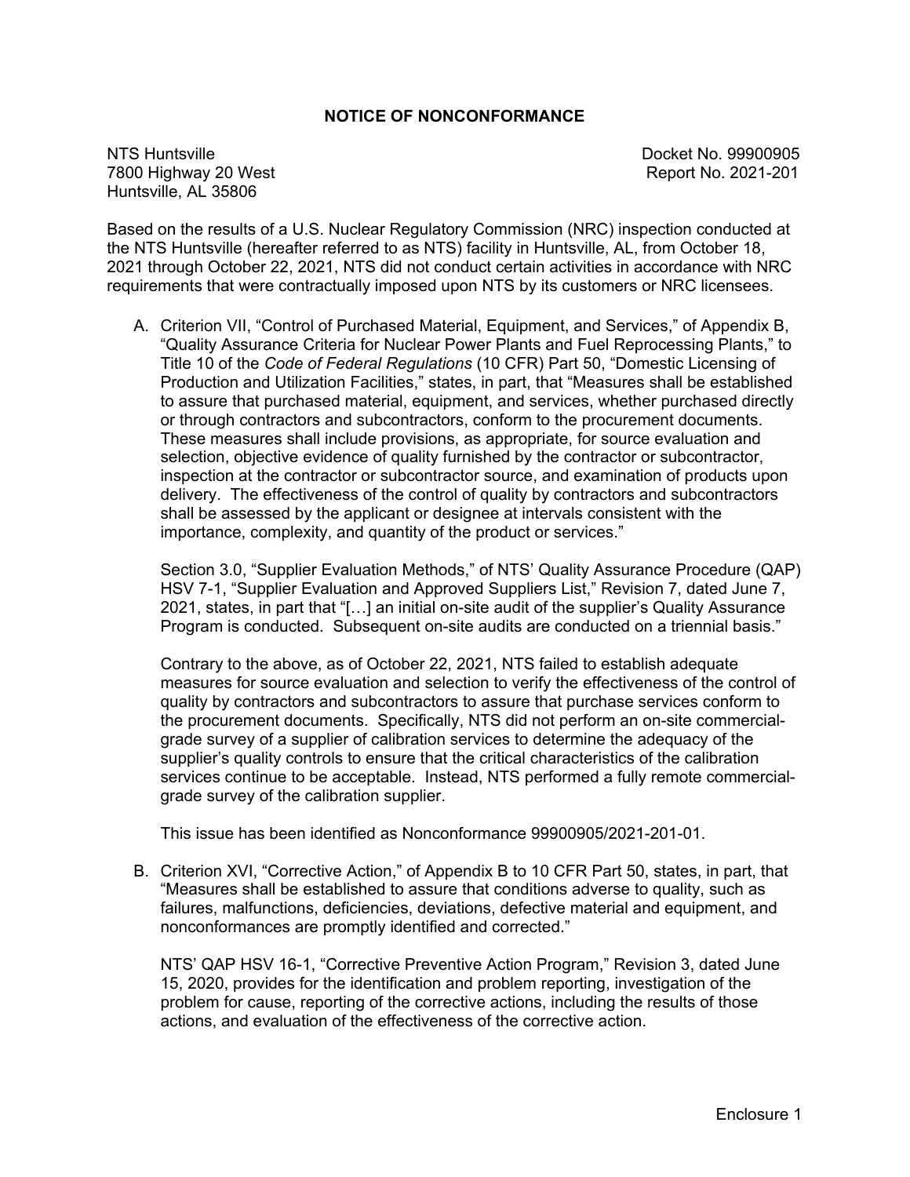## NOTICE OF NONCONFORMANCE

NTS Huntsville
7800 Highway 20 West
Huntsville, AL 35806

Docket No. 99900905
Report No. 2021-201

Based on the results of a U.S. Nuclear Regulatory Commission (NRC) inspection conducted at the NTS Huntsville (hereafter referred to as NTS) facility in Huntsville, AL, from October 18, 2021 through October 22, 2021, NTS did not conduct certain activities in accordance with NRC requirements that were contractually imposed upon NTS by its customers or NRC licensees.

A. Criterion VII, "Control of Purchased Material, Equipment, and Services," of Appendix B, "Quality Assurance Criteria for Nuclear Power Plants and Fuel Reprocessing Plants," to Title 10 of the *Code of Federal Regulations* (10 CFR) Part 50, "Domestic Licensing of Production and Utilization Facilities," states, in part, that "Measures shall be established to assure that purchased material, equipment, and services, whether purchased directly or through contractors and subcontractors, conform to the procurement documents. These measures shall include provisions, as appropriate, for source evaluation and selection, objective evidence of quality furnished by the contractor or subcontractor, inspection at the contractor or subcontractor source, and examination of products upon delivery. The effectiveness of the control of quality by contractors and subcontractors shall be assessed by the applicant or designee at intervals consistent with the importance, complexity, and quantity of the product or services."

   Section 3.0, "Supplier Evaluation Methods," of NTS' Quality Assurance Procedure (QAP) HSV 7-1, "Supplier Evaluation and Approved Suppliers List," Revision 7, dated June 7, 2021, states, in part that "[…] an initial on-site audit of the supplier's Quality Assurance Program is conducted. Subsequent on-site audits are conducted on a triennial basis."

   Contrary to the above, as of October 22, 2021, NTS failed to establish adequate measures for source evaluation and selection to verify the effectiveness of the control of quality by contractors and subcontractors to assure that purchase services conform to the procurement documents. Specifically, NTS did not perform an on-site commercial-grade survey of a supplier of calibration services to determine the adequacy of the supplier's quality controls to ensure that the critical characteristics of the calibration services continue to be acceptable. Instead, NTS performed a fully remote commercial-grade survey of the calibration supplier.

   This issue has been identified as Nonconformance 99900905/2021-201-01.

B. Criterion XVI, "Corrective Action," of Appendix B to 10 CFR Part 50, states, in part, that "Measures shall be established to assure that conditions adverse to quality, such as failures, malfunctions, deficiencies, deviations, defective material and equipment, and nonconformances are promptly identified and corrected."

   NTS' QAP HSV 16-1, "Corrective Preventive Action Program," Revision 3, dated June 15, 2020, provides for the identification and problem reporting, investigation of the problem for cause, reporting of the corrective actions, including the results of those actions, and evaluation of the effectiveness of the corrective action.

Enclosure 1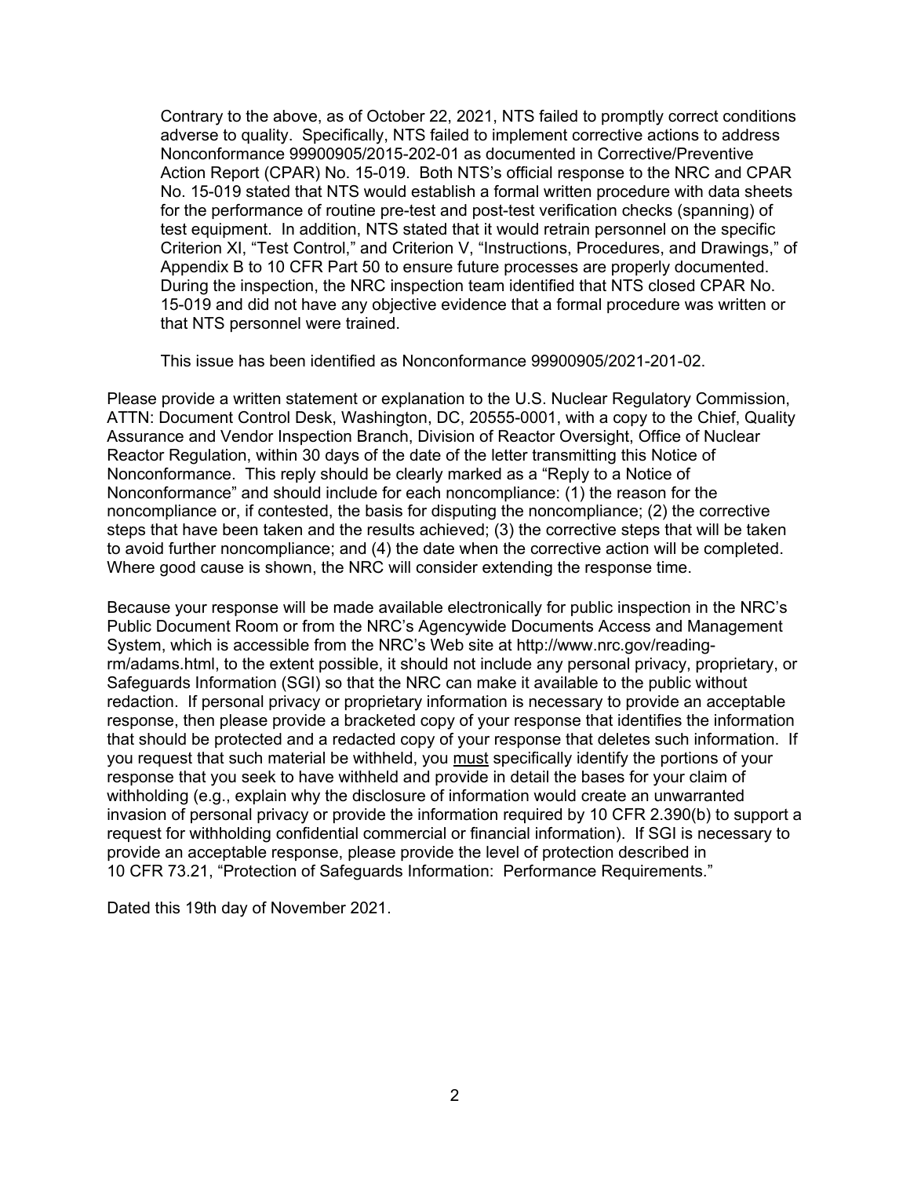Contrary to the above, as of October 22, 2021, NTS failed to promptly correct conditions adverse to quality. Specifically, NTS failed to implement corrective actions to address Nonconformance 99900905/2015-202-01 as documented in Corrective/Preventive Action Report (CPAR) No. 15-019. Both NTS's official response to the NRC and CPAR No. 15-019 stated that NTS would establish a formal written procedure with data sheets for the performance of routine pre-test and post-test verification checks (spanning) of test equipment. In addition, NTS stated that it would retrain personnel on the specific Criterion XI, "Test Control," and Criterion V, "Instructions, Procedures, and Drawings," of Appendix B to 10 CFR Part 50 to ensure future processes are properly documented. During the inspection, the NRC inspection team identified that NTS closed CPAR No. 15-019 and did not have any objective evidence that a formal procedure was written or that NTS personnel were trained.

This issue has been identified as Nonconformance 99900905/2021-201-02.

Please provide a written statement or explanation to the U.S. Nuclear Regulatory Commission, ATTN: Document Control Desk, Washington, DC, 20555-0001, with a copy to the Chief, Quality Assurance and Vendor Inspection Branch, Division of Reactor Oversight, Office of Nuclear Reactor Regulation, within 30 days of the date of the letter transmitting this Notice of Nonconformance. This reply should be clearly marked as a "Reply to a Notice of Nonconformance" and should include for each noncompliance: (1) the reason for the noncompliance or, if contested, the basis for disputing the noncompliance; (2) the corrective steps that have been taken and the results achieved; (3) the corrective steps that will be taken to avoid further noncompliance; and (4) the date when the corrective action will be completed. Where good cause is shown, the NRC will consider extending the response time.

Because your response will be made available electronically for public inspection in the NRC's Public Document Room or from the NRC's Agencywide Documents Access and Management System, which is accessible from the NRC's Web site at http://www.nrc.gov/reading-rm/adams.html, to the extent possible, it should not include any personal privacy, proprietary, or Safeguards Information (SGI) so that the NRC can make it available to the public without redaction. If personal privacy or proprietary information is necessary to provide an acceptable response, then please provide a bracketed copy of your response that identifies the information that should be protected and a redacted copy of your response that deletes such information. If you request that such material be withheld, you <u>must</u> specifically identify the portions of your response that you seek to have withheld and provide in detail the bases for your claim of withholding (e.g., explain why the disclosure of information would create an unwarranted invasion of personal privacy or provide the information required by 10 CFR 2.390(b) to support a request for withholding confidential commercial or financial information). If SGI is necessary to provide an acceptable response, please provide the level of protection described in 10 CFR 73.21, "Protection of Safeguards Information: Performance Requirements."

Dated this 19th day of November 2021.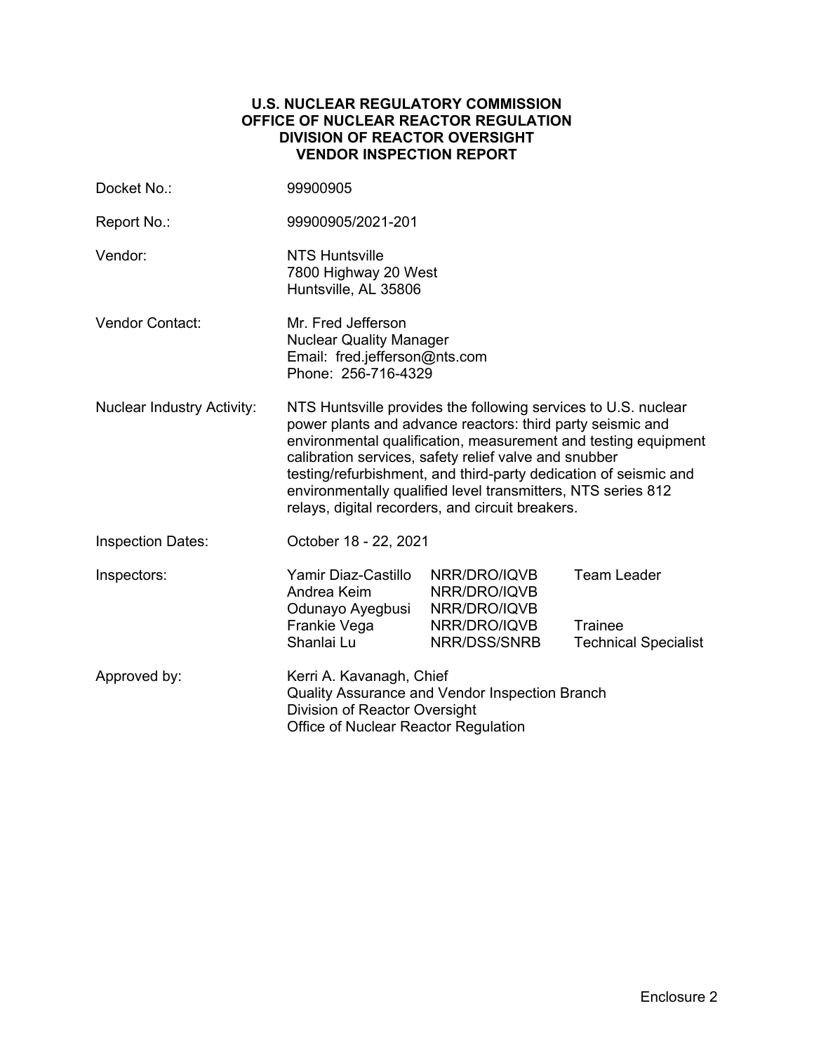**U.S. NUCLEAR REGULATORY COMMISSION**
**OFFICE OF NUCLEAR REACTOR REGULATION**
**DIVISION OF REACTOR OVERSIGHT**
**VENDOR INSPECTION REPORT**

| | |
|---|---|
| Docket No.: | 99900905 |
| Report No.: | 99900905/2021-201 |
| Vendor: | NTS Huntsville<br>7800 Highway 20 West<br>Huntsville, AL 35806 |
| Vendor Contact: | Mr. Fred Jefferson<br>Nuclear Quality Manager<br>Email: fred.jefferson@nts.com<br>Phone: 256-716-4329 |
| Nuclear Industry Activity: | NTS Huntsville provides the following services to U.S. nuclear power plants and advance reactors: third party seismic and environmental qualification, measurement and testing equipment calibration services, safety relief valve and snubber testing/refurbishment, and third-party dedication of seismic and environmentally qualified level transmitters, NTS series 812 relays, digital recorders, and circuit breakers. |
| Inspection Dates: | October 18 - 22, 2021 |

| Inspectors: | | | |
|---|---|---|---|
| | Yamir Diaz-Castillo | NRR/DRO/IQVB | Team Leader |
| | Andrea Keim | NRR/DRO/IQVB | |
| | Odunayo Ayegbusi | NRR/DRO/IQVB | |
| | Frankie Vega | NRR/DRO/IQVB | Trainee |
| | Shanlai Lu | NRR/DSS/SNRB | Technical Specialist |

Approved by: Kerri A. Kavanagh, Chief
Quality Assurance and Vendor Inspection Branch
Division of Reactor Oversight
Office of Nuclear Reactor Regulation

Enclosure 2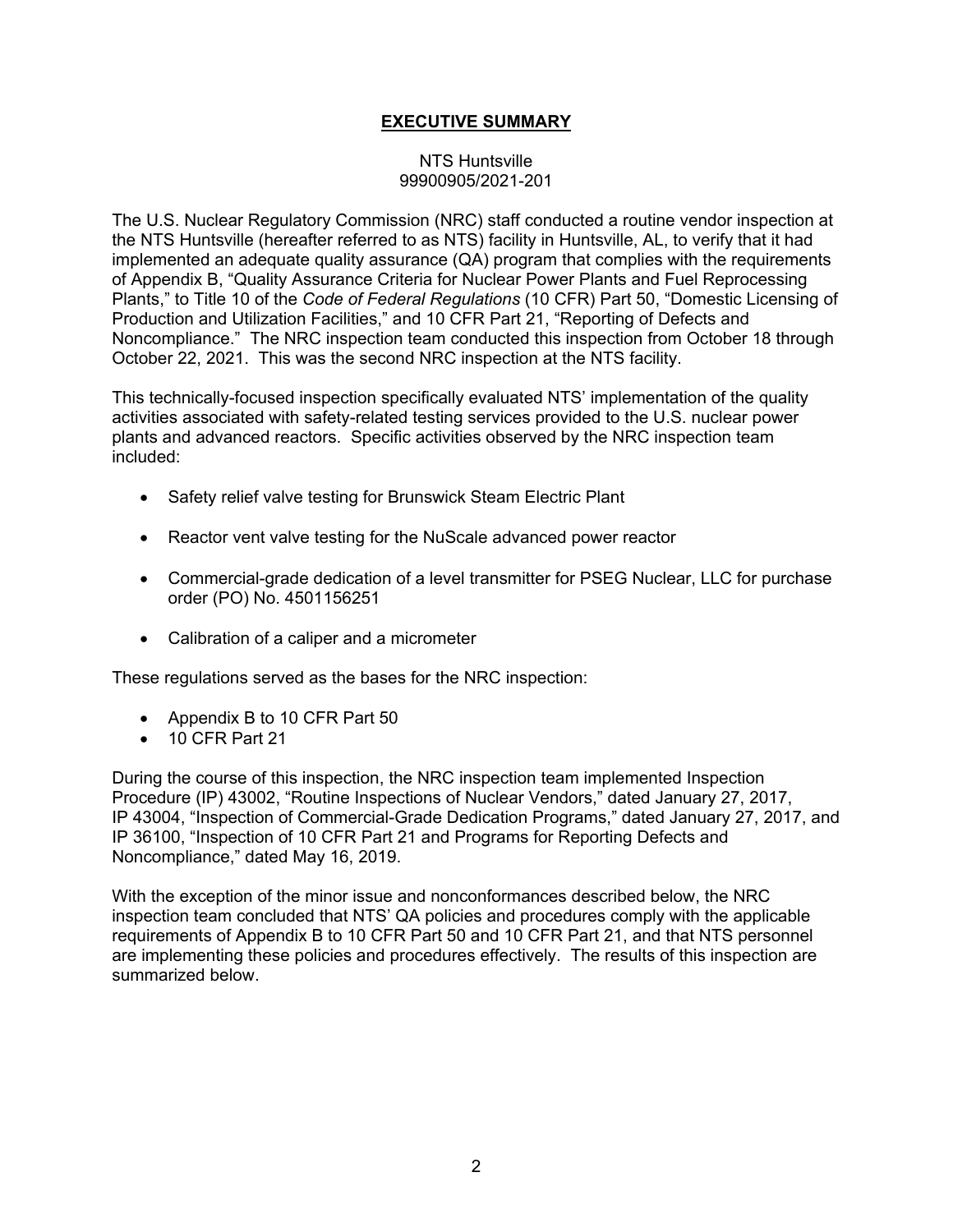## **EXECUTIVE SUMMARY**

NTS Huntsville
99900905/2021-201

The U.S. Nuclear Regulatory Commission (NRC) staff conducted a routine vendor inspection at the NTS Huntsville (hereafter referred to as NTS) facility in Huntsville, AL, to verify that it had implemented an adequate quality assurance (QA) program that complies with the requirements of Appendix B, "Quality Assurance Criteria for Nuclear Power Plants and Fuel Reprocessing Plants," to Title 10 of the *Code of Federal Regulations* (10 CFR) Part 50, "Domestic Licensing of Production and Utilization Facilities," and 10 CFR Part 21, "Reporting of Defects and Noncompliance." The NRC inspection team conducted this inspection from October 18 through October 22, 2021. This was the second NRC inspection at the NTS facility.

This technically-focused inspection specifically evaluated NTS' implementation of the quality activities associated with safety-related testing services provided to the U.S. nuclear power plants and advanced reactors. Specific activities observed by the NRC inspection team included:

- Safety relief valve testing for Brunswick Steam Electric Plant
- Reactor vent valve testing for the NuScale advanced power reactor
- Commercial-grade dedication of a level transmitter for PSEG Nuclear, LLC for purchase order (PO) No. 4501156251
- Calibration of a caliper and a micrometer

These regulations served as the bases for the NRC inspection:

- Appendix B to 10 CFR Part 50
- 10 CFR Part 21

During the course of this inspection, the NRC inspection team implemented Inspection Procedure (IP) 43002, "Routine Inspections of Nuclear Vendors," dated January 27, 2017, IP 43004, "Inspection of Commercial-Grade Dedication Programs," dated January 27, 2017, and IP 36100, "Inspection of 10 CFR Part 21 and Programs for Reporting Defects and Noncompliance," dated May 16, 2019.

With the exception of the minor issue and nonconformances described below, the NRC inspection team concluded that NTS' QA policies and procedures comply with the applicable requirements of Appendix B to 10 CFR Part 50 and 10 CFR Part 21, and that NTS personnel are implementing these policies and procedures effectively. The results of this inspection are summarized below.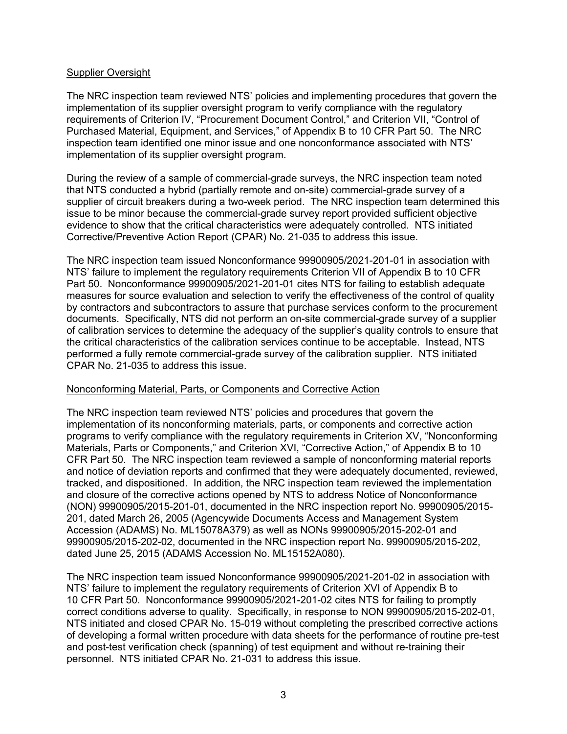Supplier Oversight

The NRC inspection team reviewed NTS' policies and implementing procedures that govern the implementation of its supplier oversight program to verify compliance with the regulatory requirements of Criterion IV, "Procurement Document Control," and Criterion VII, "Control of Purchased Material, Equipment, and Services," of Appendix B to 10 CFR Part 50. The NRC inspection team identified one minor issue and one nonconformance associated with NTS' implementation of its supplier oversight program.

During the review of a sample of commercial-grade surveys, the NRC inspection team noted that NTS conducted a hybrid (partially remote and on-site) commercial-grade survey of a supplier of circuit breakers during a two-week period. The NRC inspection team determined this issue to be minor because the commercial-grade survey report provided sufficient objective evidence to show that the critical characteristics were adequately controlled. NTS initiated Corrective/Preventive Action Report (CPAR) No. 21-035 to address this issue.

The NRC inspection team issued Nonconformance 99900905/2021-201-01 in association with NTS' failure to implement the regulatory requirements Criterion VII of Appendix B to 10 CFR Part 50. Nonconformance 99900905/2021-201-01 cites NTS for failing to establish adequate measures for source evaluation and selection to verify the effectiveness of the control of quality by contractors and subcontractors to assure that purchase services conform to the procurement documents. Specifically, NTS did not perform an on-site commercial-grade survey of a supplier of calibration services to determine the adequacy of the supplier's quality controls to ensure that the critical characteristics of the calibration services continue to be acceptable. Instead, NTS performed a fully remote commercial-grade survey of the calibration supplier. NTS initiated CPAR No. 21-035 to address this issue.

Nonconforming Material, Parts, or Components and Corrective Action

The NRC inspection team reviewed NTS' policies and procedures that govern the implementation of its nonconforming materials, parts, or components and corrective action programs to verify compliance with the regulatory requirements in Criterion XV, "Nonconforming Materials, Parts or Components," and Criterion XVI, "Corrective Action," of Appendix B to 10 CFR Part 50. The NRC inspection team reviewed a sample of nonconforming material reports and notice of deviation reports and confirmed that they were adequately documented, reviewed, tracked, and dispositioned. In addition, the NRC inspection team reviewed the implementation and closure of the corrective actions opened by NTS to address Notice of Nonconformance (NON) 99900905/2015-201-01, documented in the NRC inspection report No. 99900905/2015-201, dated March 26, 2005 (Agencywide Documents Access and Management System Accession (ADAMS) No. ML15078A379) as well as NONs 99900905/2015-202-01 and 99900905/2015-202-02, documented in the NRC inspection report No. 99900905/2015-202, dated June 25, 2015 (ADAMS Accession No. ML15152A080).

The NRC inspection team issued Nonconformance 99900905/2021-201-02 in association with NTS' failure to implement the regulatory requirements of Criterion XVI of Appendix B to 10 CFR Part 50. Nonconformance 99900905/2021-201-02 cites NTS for failing to promptly correct conditions adverse to quality. Specifically, in response to NON 99900905/2015-202-01, NTS initiated and closed CPAR No. 15-019 without completing the prescribed corrective actions of developing a formal written procedure with data sheets for the performance of routine pre-test and post-test verification check (spanning) of test equipment and without re-training their personnel. NTS initiated CPAR No. 21-031 to address this issue.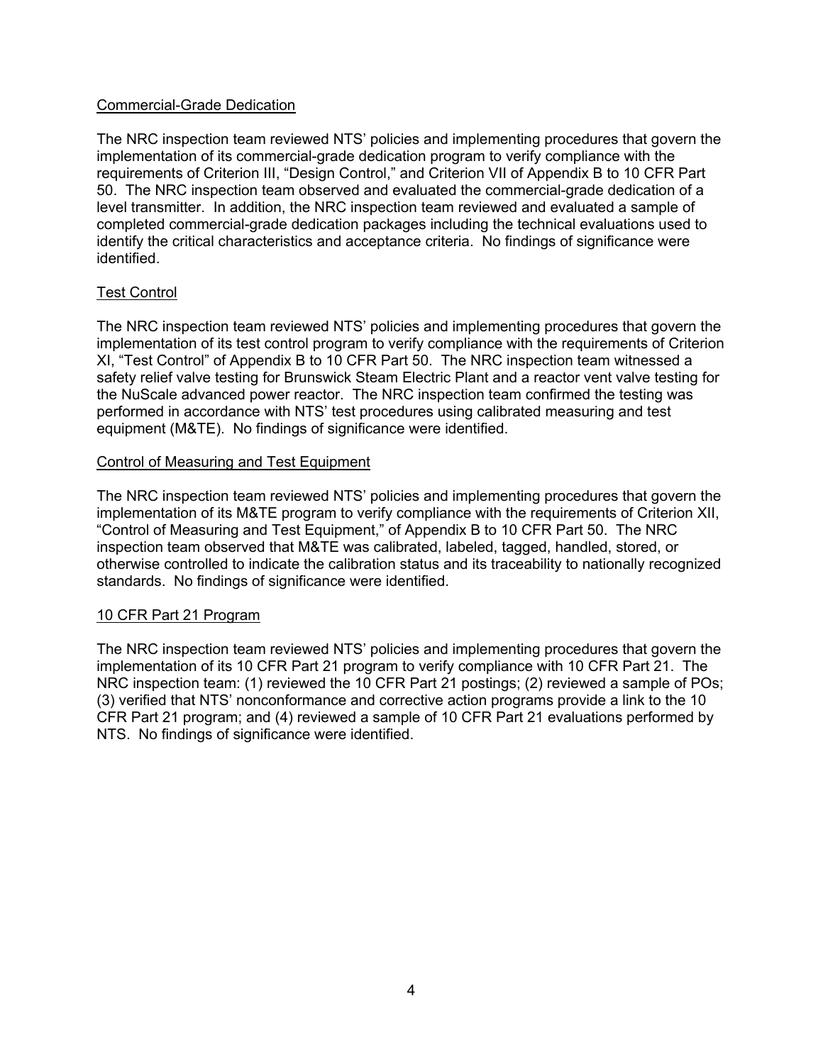Commercial-Grade Dedication

The NRC inspection team reviewed NTS' policies and implementing procedures that govern the implementation of its commercial-grade dedication program to verify compliance with the requirements of Criterion III, "Design Control," and Criterion VII of Appendix B to 10 CFR Part 50. The NRC inspection team observed and evaluated the commercial-grade dedication of a level transmitter. In addition, the NRC inspection team reviewed and evaluated a sample of completed commercial-grade dedication packages including the technical evaluations used to identify the critical characteristics and acceptance criteria. No findings of significance were identified.

Test Control

The NRC inspection team reviewed NTS' policies and implementing procedures that govern the implementation of its test control program to verify compliance with the requirements of Criterion XI, "Test Control" of Appendix B to 10 CFR Part 50. The NRC inspection team witnessed a safety relief valve testing for Brunswick Steam Electric Plant and a reactor vent valve testing for the NuScale advanced power reactor. The NRC inspection team confirmed the testing was performed in accordance with NTS' test procedures using calibrated measuring and test equipment (M&TE). No findings of significance were identified.

Control of Measuring and Test Equipment

The NRC inspection team reviewed NTS' policies and implementing procedures that govern the implementation of its M&TE program to verify compliance with the requirements of Criterion XII, "Control of Measuring and Test Equipment," of Appendix B to 10 CFR Part 50. The NRC inspection team observed that M&TE was calibrated, labeled, tagged, handled, stored, or otherwise controlled to indicate the calibration status and its traceability to nationally recognized standards. No findings of significance were identified.

10 CFR Part 21 Program

The NRC inspection team reviewed NTS' policies and implementing procedures that govern the implementation of its 10 CFR Part 21 program to verify compliance with 10 CFR Part 21. The NRC inspection team: (1) reviewed the 10 CFR Part 21 postings; (2) reviewed a sample of POs; (3) verified that NTS' nonconformance and corrective action programs provide a link to the 10 CFR Part 21 program; and (4) reviewed a sample of 10 CFR Part 21 evaluations performed by NTS. No findings of significance were identified.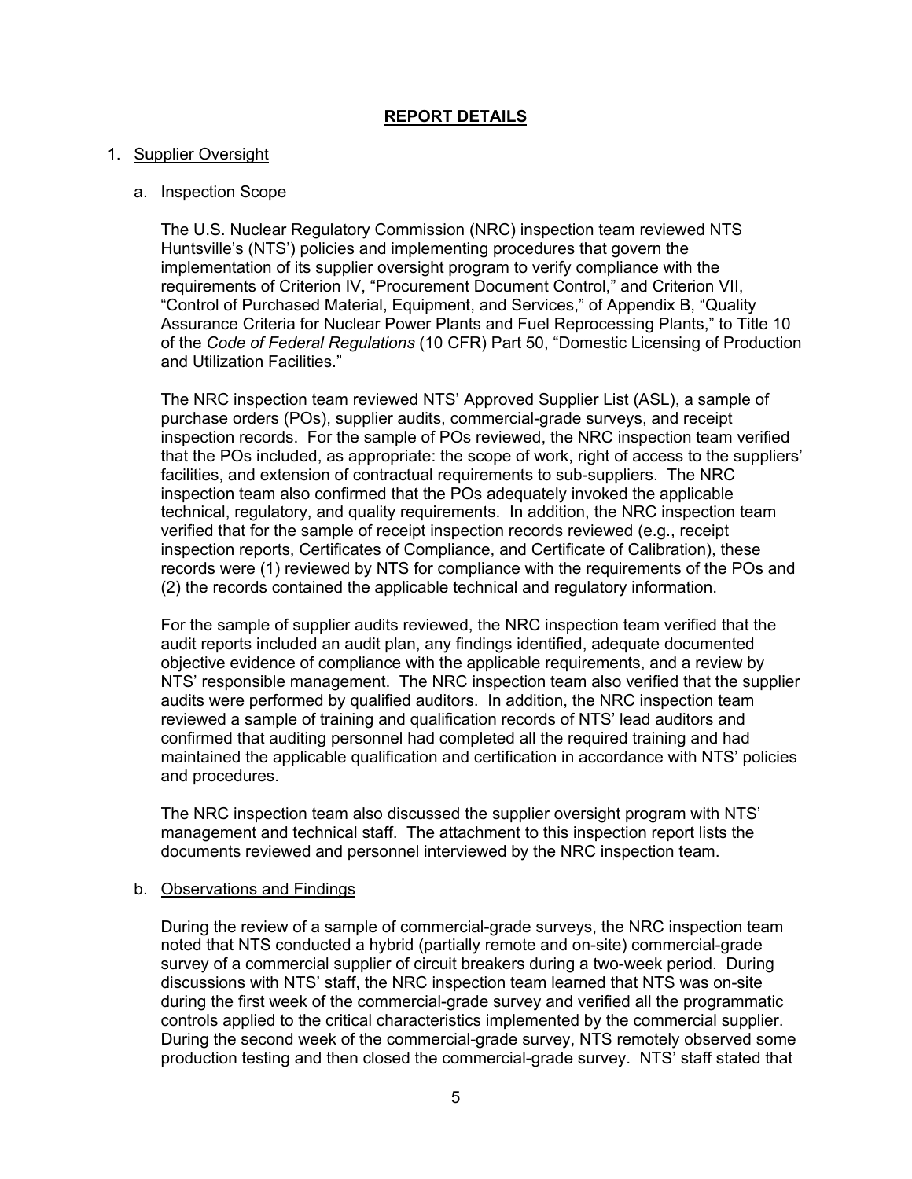# REPORT DETAILS

1. Supplier Oversight

   a. Inspection Scope

   The U.S. Nuclear Regulatory Commission (NRC) inspection team reviewed NTS Huntsville's (NTS') policies and implementing procedures that govern the implementation of its supplier oversight program to verify compliance with the requirements of Criterion IV, "Procurement Document Control," and Criterion VII, "Control of Purchased Material, Equipment, and Services," of Appendix B, "Quality Assurance Criteria for Nuclear Power Plants and Fuel Reprocessing Plants," to Title 10 of the *Code of Federal Regulations* (10 CFR) Part 50, "Domestic Licensing of Production and Utilization Facilities."

   The NRC inspection team reviewed NTS' Approved Supplier List (ASL), a sample of purchase orders (POs), supplier audits, commercial-grade surveys, and receipt inspection records. For the sample of POs reviewed, the NRC inspection team verified that the POs included, as appropriate: the scope of work, right of access to the suppliers' facilities, and extension of contractual requirements to sub-suppliers. The NRC inspection team also confirmed that the POs adequately invoked the applicable technical, regulatory, and quality requirements. In addition, the NRC inspection team verified that for the sample of receipt inspection records reviewed (e.g., receipt inspection reports, Certificates of Compliance, and Certificate of Calibration), these records were (1) reviewed by NTS for compliance with the requirements of the POs and (2) the records contained the applicable technical and regulatory information.

   For the sample of supplier audits reviewed, the NRC inspection team verified that the audit reports included an audit plan, any findings identified, adequate documented objective evidence of compliance with the applicable requirements, and a review by NTS' responsible management. The NRC inspection team also verified that the supplier audits were performed by qualified auditors. In addition, the NRC inspection team reviewed a sample of training and qualification records of NTS' lead auditors and confirmed that auditing personnel had completed all the required training and had maintained the applicable qualification and certification in accordance with NTS' policies and procedures.

   The NRC inspection team also discussed the supplier oversight program with NTS' management and technical staff. The attachment to this inspection report lists the documents reviewed and personnel interviewed by the NRC inspection team.

   b. Observations and Findings

   During the review of a sample of commercial-grade surveys, the NRC inspection team noted that NTS conducted a hybrid (partially remote and on-site) commercial-grade survey of a commercial supplier of circuit breakers during a two-week period. During discussions with NTS' staff, the NRC inspection team learned that NTS was on-site during the first week of the commercial-grade survey and verified all the programmatic controls applied to the critical characteristics implemented by the commercial supplier. During the second week of the commercial-grade survey, NTS remotely observed some production testing and then closed the commercial-grade survey. NTS' staff stated that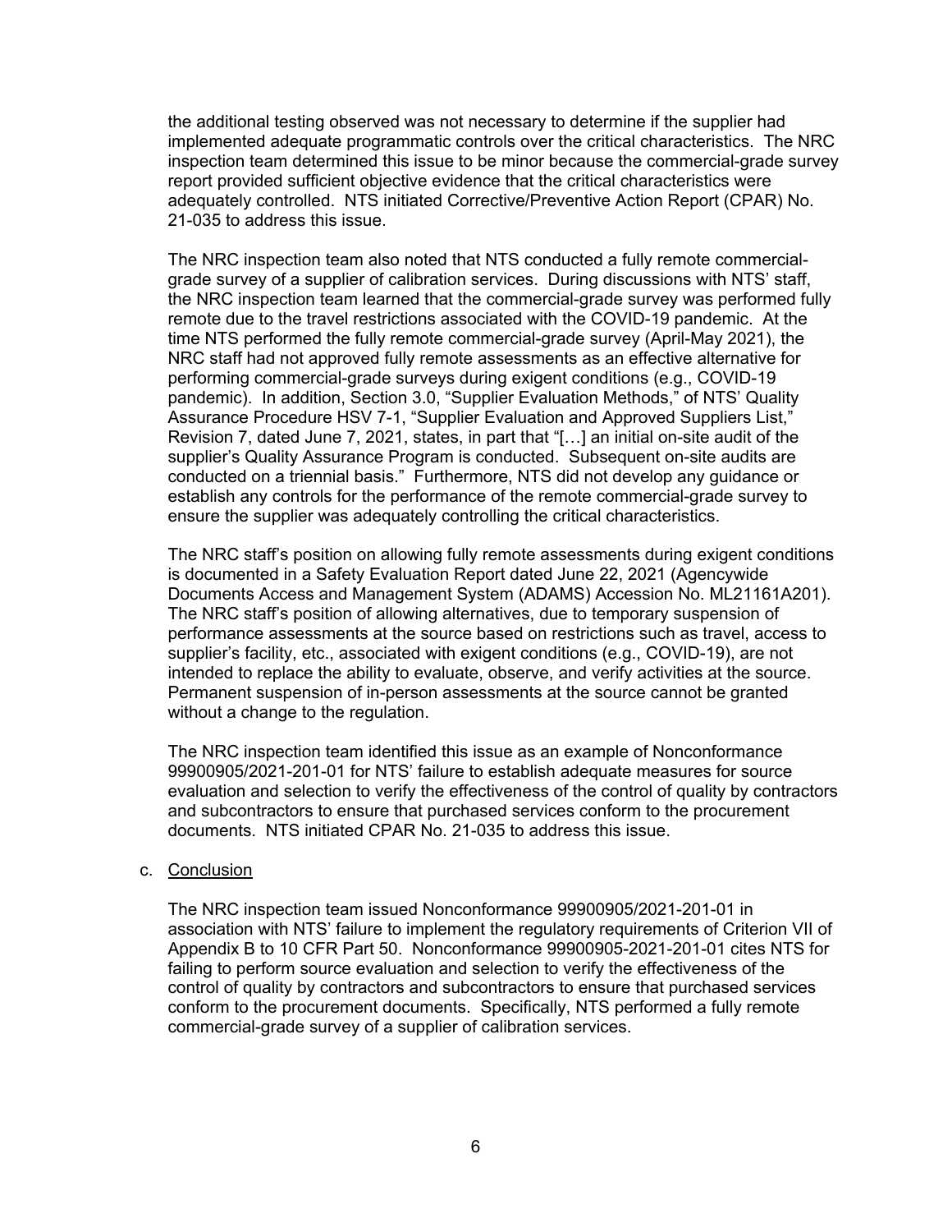the additional testing observed was not necessary to determine if the supplier had implemented adequate programmatic controls over the critical characteristics. The NRC inspection team determined this issue to be minor because the commercial-grade survey report provided sufficient objective evidence that the critical characteristics were adequately controlled. NTS initiated Corrective/Preventive Action Report (CPAR) No. 21-035 to address this issue.

The NRC inspection team also noted that NTS conducted a fully remote commercial-grade survey of a supplier of calibration services. During discussions with NTS' staff, the NRC inspection team learned that the commercial-grade survey was performed fully remote due to the travel restrictions associated with the COVID-19 pandemic. At the time NTS performed the fully remote commercial-grade survey (April-May 2021), the NRC staff had not approved fully remote assessments as an effective alternative for performing commercial-grade surveys during exigent conditions (e.g., COVID-19 pandemic). In addition, Section 3.0, "Supplier Evaluation Methods," of NTS' Quality Assurance Procedure HSV 7-1, "Supplier Evaluation and Approved Suppliers List," Revision 7, dated June 7, 2021, states, in part that "[…] an initial on-site audit of the supplier's Quality Assurance Program is conducted. Subsequent on-site audits are conducted on a triennial basis." Furthermore, NTS did not develop any guidance or establish any controls for the performance of the remote commercial-grade survey to ensure the supplier was adequately controlling the critical characteristics.

The NRC staff's position on allowing fully remote assessments during exigent conditions is documented in a Safety Evaluation Report dated June 22, 2021 (Agencywide Documents Access and Management System (ADAMS) Accession No. ML21161A201). The NRC staff's position of allowing alternatives, due to temporary suspension of performance assessments at the source based on restrictions such as travel, access to supplier's facility, etc., associated with exigent conditions (e.g., COVID-19), are not intended to replace the ability to evaluate, observe, and verify activities at the source. Permanent suspension of in-person assessments at the source cannot be granted without a change to the regulation.

The NRC inspection team identified this issue as an example of Nonconformance 99900905/2021-201-01 for NTS' failure to establish adequate measures for source evaluation and selection to verify the effectiveness of the control of quality by contractors and subcontractors to ensure that purchased services conform to the procurement documents. NTS initiated CPAR No. 21-035 to address this issue.

c. Conclusion

The NRC inspection team issued Nonconformance 99900905/2021-201-01 in association with NTS' failure to implement the regulatory requirements of Criterion VII of Appendix B to 10 CFR Part 50. Nonconformance 99900905-2021-201-01 cites NTS for failing to perform source evaluation and selection to verify the effectiveness of the control of quality by contractors and subcontractors to ensure that purchased services conform to the procurement documents. Specifically, NTS performed a fully remote commercial-grade survey of a supplier of calibration services.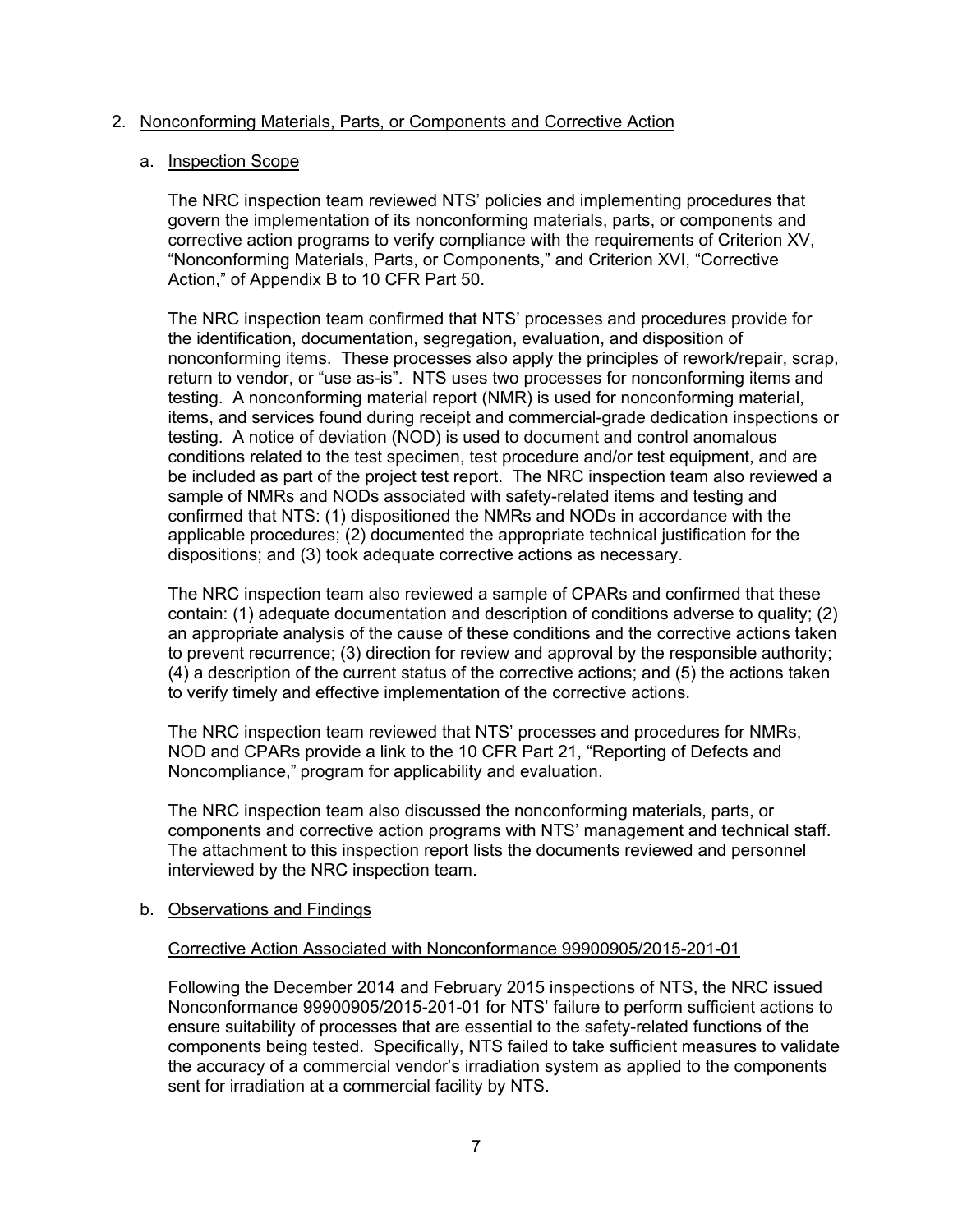## 2. Nonconforming Materials, Parts, or Components and Corrective Action

### a. Inspection Scope

The NRC inspection team reviewed NTS' policies and implementing procedures that govern the implementation of its nonconforming materials, parts, or components and corrective action programs to verify compliance with the requirements of Criterion XV, "Nonconforming Materials, Parts, or Components," and Criterion XVI, "Corrective Action," of Appendix B to 10 CFR Part 50.

The NRC inspection team confirmed that NTS' processes and procedures provide for the identification, documentation, segregation, evaluation, and disposition of nonconforming items. These processes also apply the principles of rework/repair, scrap, return to vendor, or "use as-is". NTS uses two processes for nonconforming items and testing. A nonconforming material report (NMR) is used for nonconforming material, items, and services found during receipt and commercial-grade dedication inspections or testing. A notice of deviation (NOD) is used to document and control anomalous conditions related to the test specimen, test procedure and/or test equipment, and are be included as part of the project test report. The NRC inspection team also reviewed a sample of NMRs and NODs associated with safety-related items and testing and confirmed that NTS: (1) dispositioned the NMRs and NODs in accordance with the applicable procedures; (2) documented the appropriate technical justification for the dispositions; and (3) took adequate corrective actions as necessary.

The NRC inspection team also reviewed a sample of CPARs and confirmed that these contain: (1) adequate documentation and description of conditions adverse to quality; (2) an appropriate analysis of the cause of these conditions and the corrective actions taken to prevent recurrence; (3) direction for review and approval by the responsible authority; (4) a description of the current status of the corrective actions; and (5) the actions taken to verify timely and effective implementation of the corrective actions.

The NRC inspection team reviewed that NTS' processes and procedures for NMRs, NOD and CPARs provide a link to the 10 CFR Part 21, "Reporting of Defects and Noncompliance," program for applicability and evaluation.

The NRC inspection team also discussed the nonconforming materials, parts, or components and corrective action programs with NTS' management and technical staff. The attachment to this inspection report lists the documents reviewed and personnel interviewed by the NRC inspection team.

### b. Observations and Findings

Corrective Action Associated with Nonconformance 99900905/2015-201-01

Following the December 2014 and February 2015 inspections of NTS, the NRC issued Nonconformance 99900905/2015-201-01 for NTS' failure to perform sufficient actions to ensure suitability of processes that are essential to the safety-related functions of the components being tested. Specifically, NTS failed to take sufficient measures to validate the accuracy of a commercial vendor's irradiation system as applied to the components sent for irradiation at a commercial facility by NTS.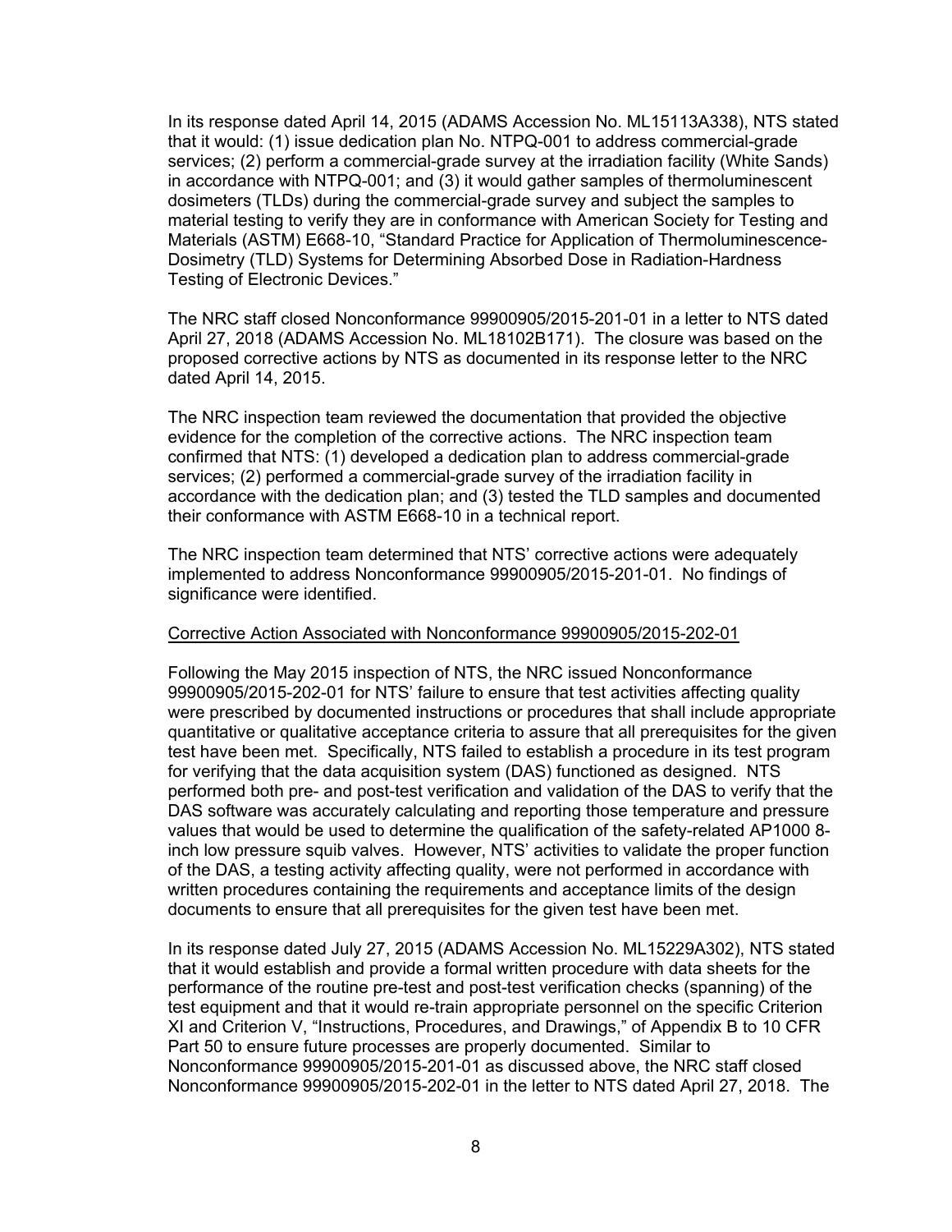In its response dated April 14, 2015 (ADAMS Accession No. ML15113A338), NTS stated that it would: (1) issue dedication plan No. NTPQ-001 to address commercial-grade services; (2) perform a commercial-grade survey at the irradiation facility (White Sands) in accordance with NTPQ-001; and (3) it would gather samples of thermoluminescent dosimeters (TLDs) during the commercial-grade survey and subject the samples to material testing to verify they are in conformance with American Society for Testing and Materials (ASTM) E668-10, "Standard Practice for Application of Thermoluminescence-Dosimetry (TLD) Systems for Determining Absorbed Dose in Radiation-Hardness Testing of Electronic Devices."

The NRC staff closed Nonconformance 99900905/2015-201-01 in a letter to NTS dated April 27, 2018 (ADAMS Accession No. ML18102B171). The closure was based on the proposed corrective actions by NTS as documented in its response letter to the NRC dated April 14, 2015.

The NRC inspection team reviewed the documentation that provided the objective evidence for the completion of the corrective actions. The NRC inspection team confirmed that NTS: (1) developed a dedication plan to address commercial-grade services; (2) performed a commercial-grade survey of the irradiation facility in accordance with the dedication plan; and (3) tested the TLD samples and documented their conformance with ASTM E668-10 in a technical report.

The NRC inspection team determined that NTS' corrective actions were adequately implemented to address Nonconformance 99900905/2015-201-01. No findings of significance were identified.

Corrective Action Associated with Nonconformance 99900905/2015-202-01

Following the May 2015 inspection of NTS, the NRC issued Nonconformance 99900905/2015-202-01 for NTS' failure to ensure that test activities affecting quality were prescribed by documented instructions or procedures that shall include appropriate quantitative or qualitative acceptance criteria to assure that all prerequisites for the given test have been met. Specifically, NTS failed to establish a procedure in its test program for verifying that the data acquisition system (DAS) functioned as designed. NTS performed both pre- and post-test verification and validation of the DAS to verify that the DAS software was accurately calculating and reporting those temperature and pressure values that would be used to determine the qualification of the safety-related AP1000 8-inch low pressure squib valves. However, NTS' activities to validate the proper function of the DAS, a testing activity affecting quality, were not performed in accordance with written procedures containing the requirements and acceptance limits of the design documents to ensure that all prerequisites for the given test have been met.

In its response dated July 27, 2015 (ADAMS Accession No. ML15229A302), NTS stated that it would establish and provide a formal written procedure with data sheets for the performance of the routine pre-test and post-test verification checks (spanning) of the test equipment and that it would re-train appropriate personnel on the specific Criterion XI and Criterion V, "Instructions, Procedures, and Drawings," of Appendix B to 10 CFR Part 50 to ensure future processes are properly documented. Similar to Nonconformance 99900905/2015-201-01 as discussed above, the NRC staff closed Nonconformance 99900905/2015-202-01 in the letter to NTS dated April 27, 2018. The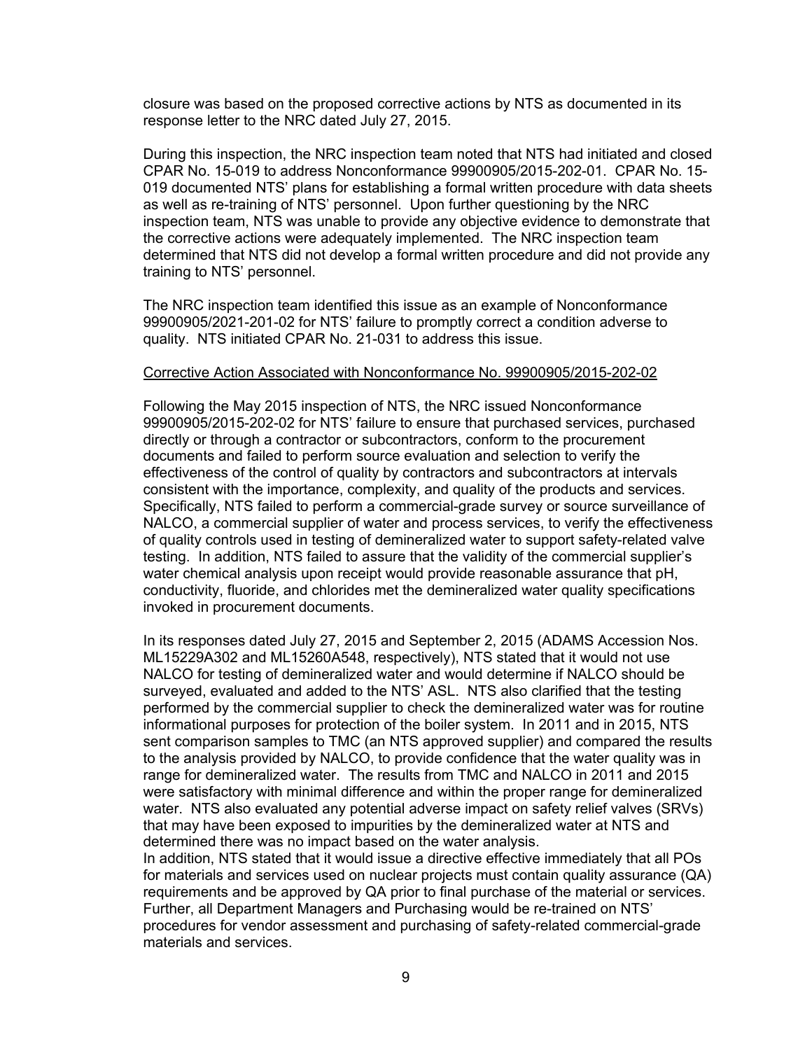closure was based on the proposed corrective actions by NTS as documented in its response letter to the NRC dated July 27, 2015.

During this inspection, the NRC inspection team noted that NTS had initiated and closed CPAR No. 15-019 to address Nonconformance 99900905/2015-202-01. CPAR No. 15-019 documented NTS' plans for establishing a formal written procedure with data sheets as well as re-training of NTS' personnel. Upon further questioning by the NRC inspection team, NTS was unable to provide any objective evidence to demonstrate that the corrective actions were adequately implemented. The NRC inspection team determined that NTS did not develop a formal written procedure and did not provide any training to NTS' personnel.

The NRC inspection team identified this issue as an example of Nonconformance 99900905/2021-201-02 for NTS' failure to promptly correct a condition adverse to quality. NTS initiated CPAR No. 21-031 to address this issue.

Corrective Action Associated with Nonconformance No. 99900905/2015-202-02

Following the May 2015 inspection of NTS, the NRC issued Nonconformance 99900905/2015-202-02 for NTS' failure to ensure that purchased services, purchased directly or through a contractor or subcontractors, conform to the procurement documents and failed to perform source evaluation and selection to verify the effectiveness of the control of quality by contractors and subcontractors at intervals consistent with the importance, complexity, and quality of the products and services. Specifically, NTS failed to perform a commercial-grade survey or source surveillance of NALCO, a commercial supplier of water and process services, to verify the effectiveness of quality controls used in testing of demineralized water to support safety-related valve testing. In addition, NTS failed to assure that the validity of the commercial supplier's water chemical analysis upon receipt would provide reasonable assurance that pH, conductivity, fluoride, and chlorides met the demineralized water quality specifications invoked in procurement documents.

In its responses dated July 27, 2015 and September 2, 2015 (ADAMS Accession Nos. ML15229A302 and ML15260A548, respectively), NTS stated that it would not use NALCO for testing of demineralized water and would determine if NALCO should be surveyed, evaluated and added to the NTS' ASL. NTS also clarified that the testing performed by the commercial supplier to check the demineralized water was for routine informational purposes for protection of the boiler system. In 2011 and in 2015, NTS sent comparison samples to TMC (an NTS approved supplier) and compared the results to the analysis provided by NALCO, to provide confidence that the water quality was in range for demineralized water. The results from TMC and NALCO in 2011 and 2015 were satisfactory with minimal difference and within the proper range for demineralized water. NTS also evaluated any potential adverse impact on safety relief valves (SRVs) that may have been exposed to impurities by the demineralized water at NTS and determined there was no impact based on the water analysis.

In addition, NTS stated that it would issue a directive effective immediately that all POs for materials and services used on nuclear projects must contain quality assurance (QA) requirements and be approved by QA prior to final purchase of the material or services. Further, all Department Managers and Purchasing would be re-trained on NTS' procedures for vendor assessment and purchasing of safety-related commercial-grade materials and services.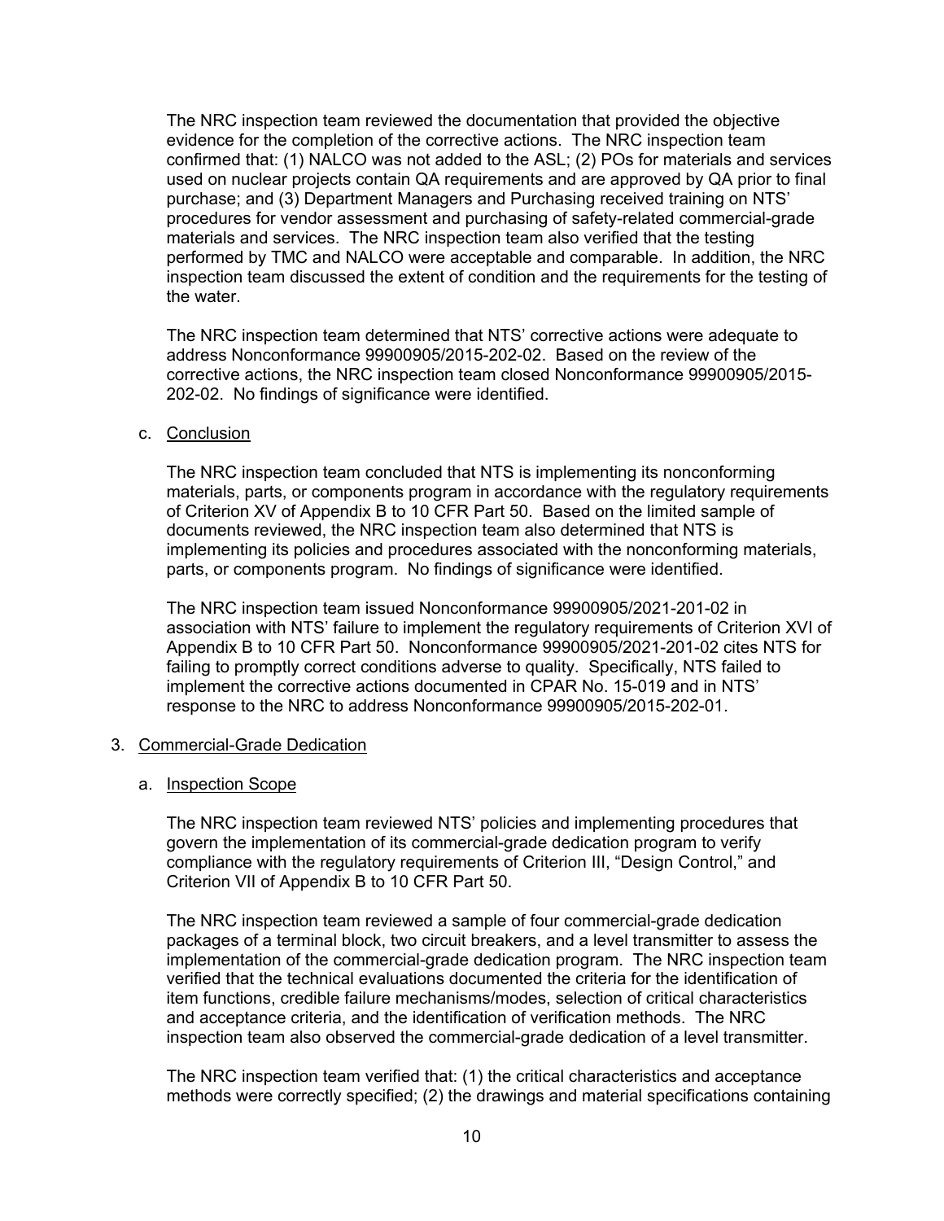The NRC inspection team reviewed the documentation that provided the objective evidence for the completion of the corrective actions. The NRC inspection team confirmed that: (1) NALCO was not added to the ASL; (2) POs for materials and services used on nuclear projects contain QA requirements and are approved by QA prior to final purchase; and (3) Department Managers and Purchasing received training on NTS' procedures for vendor assessment and purchasing of safety-related commercial-grade materials and services. The NRC inspection team also verified that the testing performed by TMC and NALCO were acceptable and comparable. In addition, the NRC inspection team discussed the extent of condition and the requirements for the testing of the water.

The NRC inspection team determined that NTS' corrective actions were adequate to address Nonconformance 99900905/2015-202-02. Based on the review of the corrective actions, the NRC inspection team closed Nonconformance 99900905/2015-202-02. No findings of significance were identified.

c. Conclusion

The NRC inspection team concluded that NTS is implementing its nonconforming materials, parts, or components program in accordance with the regulatory requirements of Criterion XV of Appendix B to 10 CFR Part 50. Based on the limited sample of documents reviewed, the NRC inspection team also determined that NTS is implementing its policies and procedures associated with the nonconforming materials, parts, or components program. No findings of significance were identified.

The NRC inspection team issued Nonconformance 99900905/2021-201-02 in association with NTS' failure to implement the regulatory requirements of Criterion XVI of Appendix B to 10 CFR Part 50. Nonconformance 99900905/2021-201-02 cites NTS for failing to promptly correct conditions adverse to quality. Specifically, NTS failed to implement the corrective actions documented in CPAR No. 15-019 and in NTS' response to the NRC to address Nonconformance 99900905/2015-202-01.

## 3. Commercial-Grade Dedication

a. Inspection Scope

The NRC inspection team reviewed NTS' policies and implementing procedures that govern the implementation of its commercial-grade dedication program to verify compliance with the regulatory requirements of Criterion III, "Design Control," and Criterion VII of Appendix B to 10 CFR Part 50.

The NRC inspection team reviewed a sample of four commercial-grade dedication packages of a terminal block, two circuit breakers, and a level transmitter to assess the implementation of the commercial-grade dedication program. The NRC inspection team verified that the technical evaluations documented the criteria for the identification of item functions, credible failure mechanisms/modes, selection of critical characteristics and acceptance criteria, and the identification of verification methods. The NRC inspection team also observed the commercial-grade dedication of a level transmitter.

The NRC inspection team verified that: (1) the critical characteristics and acceptance methods were correctly specified; (2) the drawings and material specifications containing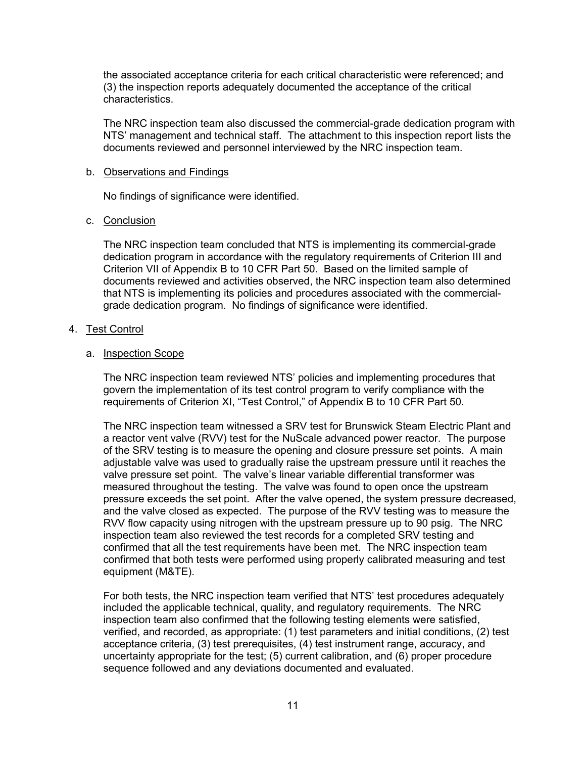the associated acceptance criteria for each critical characteristic were referenced; and (3) the inspection reports adequately documented the acceptance of the critical characteristics.

The NRC inspection team also discussed the commercial-grade dedication program with NTS' management and technical staff. The attachment to this inspection report lists the documents reviewed and personnel interviewed by the NRC inspection team.

b. Observations and Findings

No findings of significance were identified.

c. Conclusion

The NRC inspection team concluded that NTS is implementing its commercial-grade dedication program in accordance with the regulatory requirements of Criterion III and Criterion VII of Appendix B to 10 CFR Part 50. Based on the limited sample of documents reviewed and activities observed, the NRC inspection team also determined that NTS is implementing its policies and procedures associated with the commercial-grade dedication program. No findings of significance were identified.

## 4. Test Control

a. Inspection Scope

The NRC inspection team reviewed NTS' policies and implementing procedures that govern the implementation of its test control program to verify compliance with the requirements of Criterion XI, "Test Control," of Appendix B to 10 CFR Part 50.

The NRC inspection team witnessed a SRV test for Brunswick Steam Electric Plant and a reactor vent valve (RVV) test for the NuScale advanced power reactor. The purpose of the SRV testing is to measure the opening and closure pressure set points. A main adjustable valve was used to gradually raise the upstream pressure until it reaches the valve pressure set point. The valve's linear variable differential transformer was measured throughout the testing. The valve was found to open once the upstream pressure exceeds the set point. After the valve opened, the system pressure decreased, and the valve closed as expected. The purpose of the RVV testing was to measure the RVV flow capacity using nitrogen with the upstream pressure up to 90 psig. The NRC inspection team also reviewed the test records for a completed SRV testing and confirmed that all the test requirements have been met. The NRC inspection team confirmed that both tests were performed using properly calibrated measuring and test equipment (M&TE).

For both tests, the NRC inspection team verified that NTS' test procedures adequately included the applicable technical, quality, and regulatory requirements. The NRC inspection team also confirmed that the following testing elements were satisfied, verified, and recorded, as appropriate: (1) test parameters and initial conditions, (2) test acceptance criteria, (3) test prerequisites, (4) test instrument range, accuracy, and uncertainty appropriate for the test; (5) current calibration, and (6) proper procedure sequence followed and any deviations documented and evaluated.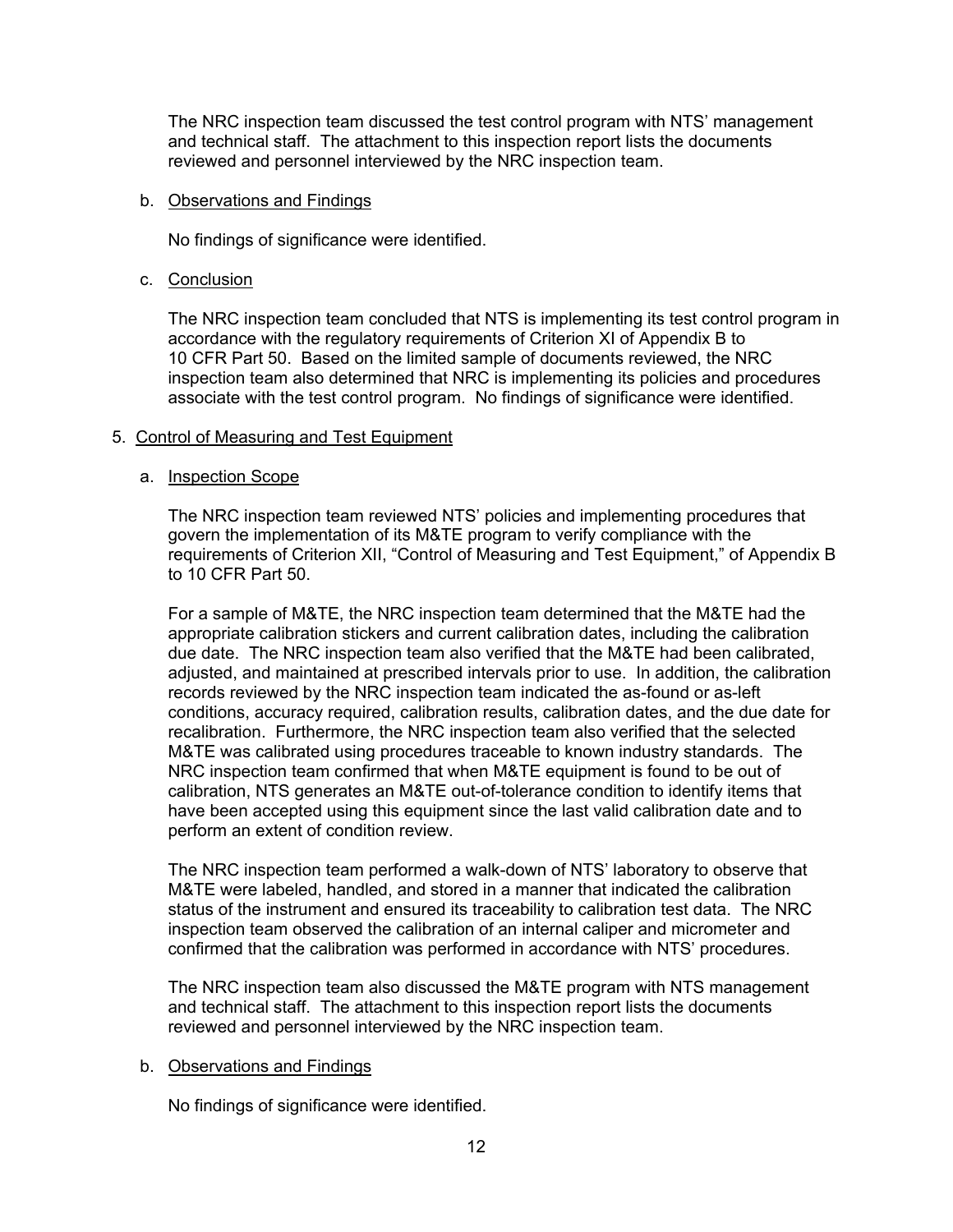The NRC inspection team discussed the test control program with NTS' management and technical staff. The attachment to this inspection report lists the documents reviewed and personnel interviewed by the NRC inspection team.

b. Observations and Findings

No findings of significance were identified.

c. Conclusion

The NRC inspection team concluded that NTS is implementing its test control program in accordance with the regulatory requirements of Criterion XI of Appendix B to 10 CFR Part 50. Based on the limited sample of documents reviewed, the NRC inspection team also determined that NRC is implementing its policies and procedures associate with the test control program. No findings of significance were identified.

5. Control of Measuring and Test Equipment

a. Inspection Scope

The NRC inspection team reviewed NTS' policies and implementing procedures that govern the implementation of its M&TE program to verify compliance with the requirements of Criterion XII, "Control of Measuring and Test Equipment," of Appendix B to 10 CFR Part 50.

For a sample of M&TE, the NRC inspection team determined that the M&TE had the appropriate calibration stickers and current calibration dates, including the calibration due date. The NRC inspection team also verified that the M&TE had been calibrated, adjusted, and maintained at prescribed intervals prior to use. In addition, the calibration records reviewed by the NRC inspection team indicated the as-found or as-left conditions, accuracy required, calibration results, calibration dates, and the due date for recalibration. Furthermore, the NRC inspection team also verified that the selected M&TE was calibrated using procedures traceable to known industry standards. The NRC inspection team confirmed that when M&TE equipment is found to be out of calibration, NTS generates an M&TE out-of-tolerance condition to identify items that have been accepted using this equipment since the last valid calibration date and to perform an extent of condition review.

The NRC inspection team performed a walk-down of NTS' laboratory to observe that M&TE were labeled, handled, and stored in a manner that indicated the calibration status of the instrument and ensured its traceability to calibration test data. The NRC inspection team observed the calibration of an internal caliper and micrometer and confirmed that the calibration was performed in accordance with NTS' procedures.

The NRC inspection team also discussed the M&TE program with NTS management and technical staff. The attachment to this inspection report lists the documents reviewed and personnel interviewed by the NRC inspection team.

b. Observations and Findings

No findings of significance were identified.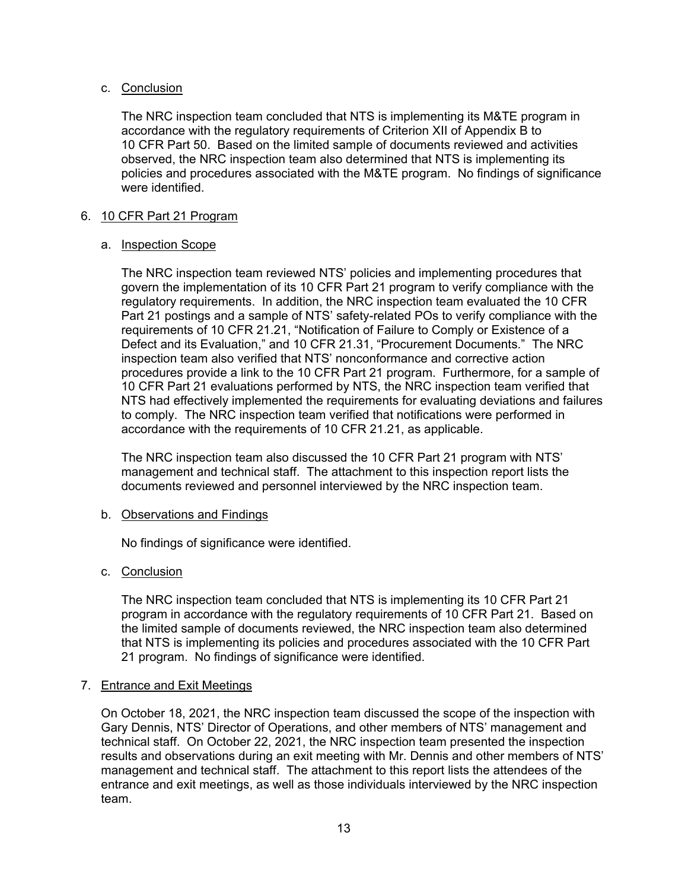c. Conclusion

The NRC inspection team concluded that NTS is implementing its M&TE program in accordance with the regulatory requirements of Criterion XII of Appendix B to 10 CFR Part 50. Based on the limited sample of documents reviewed and activities observed, the NRC inspection team also determined that NTS is implementing its policies and procedures associated with the M&TE program. No findings of significance were identified.

## 6. 10 CFR Part 21 Program

a. Inspection Scope

The NRC inspection team reviewed NTS' policies and implementing procedures that govern the implementation of its 10 CFR Part 21 program to verify compliance with the regulatory requirements. In addition, the NRC inspection team evaluated the 10 CFR Part 21 postings and a sample of NTS' safety-related POs to verify compliance with the requirements of 10 CFR 21.21, "Notification of Failure to Comply or Existence of a Defect and its Evaluation," and 10 CFR 21.31, "Procurement Documents." The NRC inspection team also verified that NTS' nonconformance and corrective action procedures provide a link to the 10 CFR Part 21 program. Furthermore, for a sample of 10 CFR Part 21 evaluations performed by NTS, the NRC inspection team verified that NTS had effectively implemented the requirements for evaluating deviations and failures to comply. The NRC inspection team verified that notifications were performed in accordance with the requirements of 10 CFR 21.21, as applicable.

The NRC inspection team also discussed the 10 CFR Part 21 program with NTS' management and technical staff. The attachment to this inspection report lists the documents reviewed and personnel interviewed by the NRC inspection team.

b. Observations and Findings

No findings of significance were identified.

c. Conclusion

The NRC inspection team concluded that NTS is implementing its 10 CFR Part 21 program in accordance with the regulatory requirements of 10 CFR Part 21. Based on the limited sample of documents reviewed, the NRC inspection team also determined that NTS is implementing its policies and procedures associated with the 10 CFR Part 21 program. No findings of significance were identified.

## 7. Entrance and Exit Meetings

On October 18, 2021, the NRC inspection team discussed the scope of the inspection with Gary Dennis, NTS' Director of Operations, and other members of NTS' management and technical staff. On October 22, 2021, the NRC inspection team presented the inspection results and observations during an exit meeting with Mr. Dennis and other members of NTS' management and technical staff. The attachment to this report lists the attendees of the entrance and exit meetings, as well as those individuals interviewed by the NRC inspection team.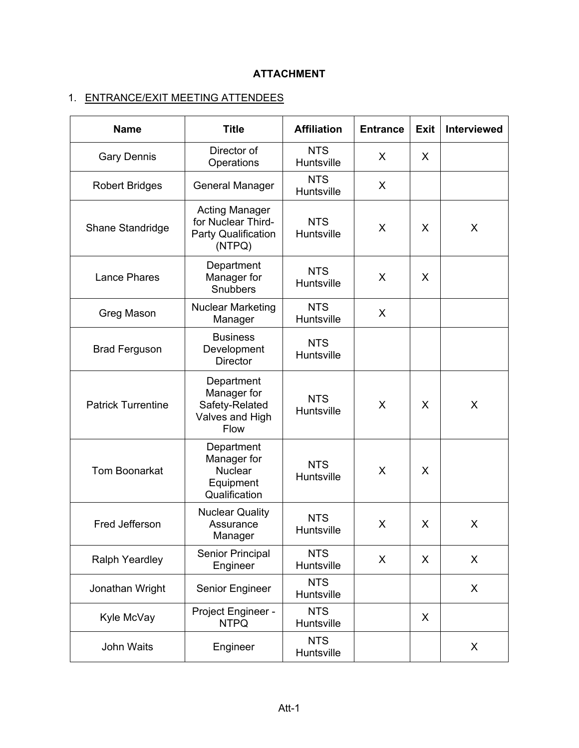**ATTACHMENT**

1. ENTRANCE/EXIT MEETING ATTENDEES

| Name | Title | Affiliation | Entrance | Exit | Interviewed |
|---|---|---|---|---|---|
| Gary Dennis | Director of Operations | NTS Huntsville | X | X | |
| Robert Bridges | General Manager | NTS Huntsville | X | | |
| Shane Standridge | Acting Manager for Nuclear Third-Party Qualification (NTPQ) | NTS Huntsville | X | X | X |
| Lance Phares | Department Manager for Snubbers | NTS Huntsville | X | X | |
| Greg Mason | Nuclear Marketing Manager | NTS Huntsville | X | | |
| Brad Ferguson | Business Development Director | NTS Huntsville | | | |
| Patrick Turrentine | Department Manager for Safety-Related Valves and High Flow | NTS Huntsville | X | X | X |
| Tom Boonarkat | Department Manager for Nuclear Equipment Qualification | NTS Huntsville | X | X | |
| Fred Jefferson | Nuclear Quality Assurance Manager | NTS Huntsville | X | X | X |
| Ralph Yeardley | Senior Principal Engineer | NTS Huntsville | X | X | X |
| Jonathan Wright | Senior Engineer | NTS Huntsville | | | X |
| Kyle McVay | Project Engineer - NTPQ | NTS Huntsville | | X | |
| John Waits | Engineer | NTS Huntsville | | | X |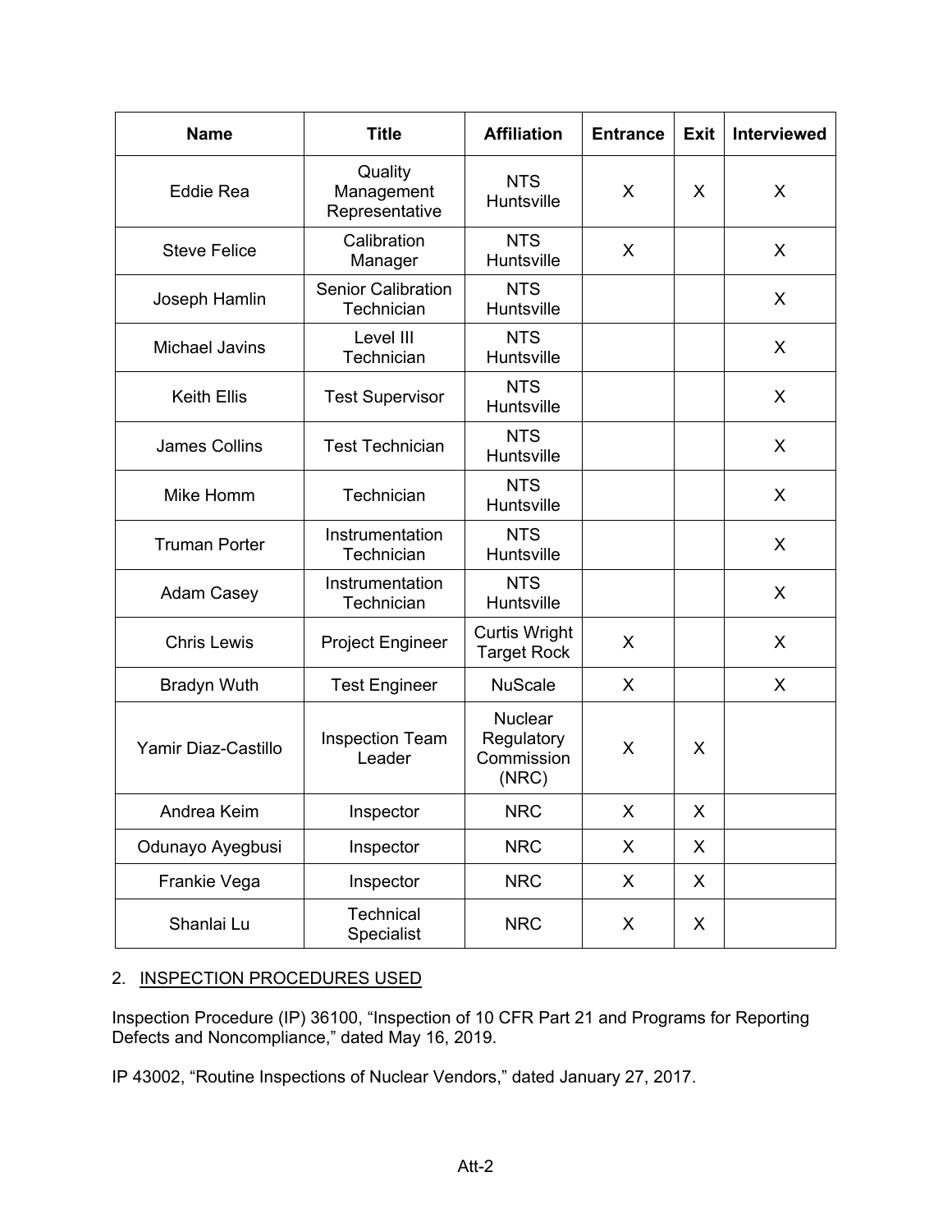| Name | Title | Affiliation | Entrance | Exit | Interviewed |
|---|---|---|---|---|---|
| Eddie Rea | Quality Management Representative | NTS Huntsville | X | X | X |
| Steve Felice | Calibration Manager | NTS Huntsville | X | | X |
| Joseph Hamlin | Senior Calibration Technician | NTS Huntsville | | | X |
| Michael Javins | Level III Technician | NTS Huntsville | | | X |
| Keith Ellis | Test Supervisor | NTS Huntsville | | | X |
| James Collins | Test Technician | NTS Huntsville | | | X |
| Mike Homm | Technician | NTS Huntsville | | | X |
| Truman Porter | Instrumentation Technician | NTS Huntsville | | | X |
| Adam Casey | Instrumentation Technician | NTS Huntsville | | | X |
| Chris Lewis | Project Engineer | Curtis Wright Target Rock | X | | X |
| Bradyn Wuth | Test Engineer | NuScale | X | | X |
| Yamir Diaz-Castillo | Inspection Team Leader | Nuclear Regulatory Commission (NRC) | X | X | |
| Andrea Keim | Inspector | NRC | X | X | |
| Odunayo Ayegbusi | Inspector | NRC | X | X | |
| Frankie Vega | Inspector | NRC | X | X | |
| Shanlai Lu | Technical Specialist | NRC | X | X | |

2. <u>INSPECTION PROCEDURES USED</u>

Inspection Procedure (IP) 36100, "Inspection of 10 CFR Part 21 and Programs for Reporting Defects and Noncompliance," dated May 16, 2019.

IP 43002, "Routine Inspections of Nuclear Vendors," dated January 27, 2017.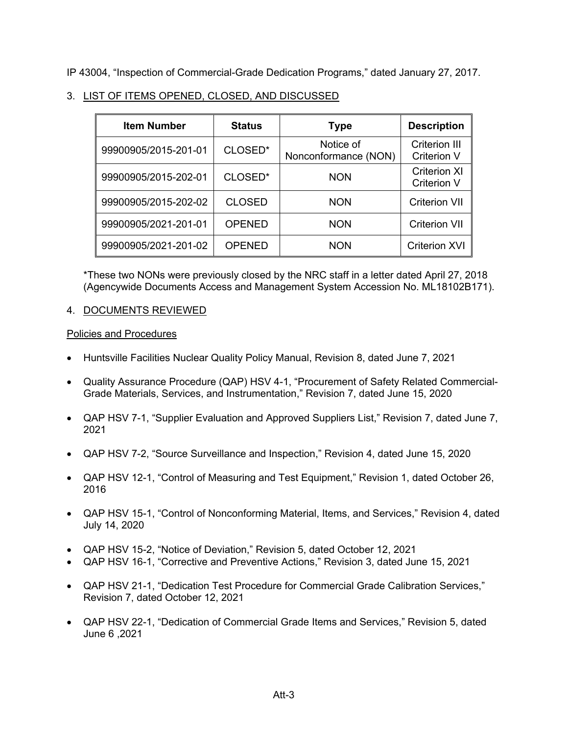IP 43004, “Inspection of Commercial-Grade Dedication Programs,” dated January 27, 2017.

3. LIST OF ITEMS OPENED, CLOSED, AND DISCUSSED

| Item Number | Status | Type | Description |
|---|---|---|---|
| 99900905/2015-201-01 | CLOSED* | Notice of Nonconformance (NON) | Criterion III Criterion V |
| 99900905/2015-202-01 | CLOSED* | NON | Criterion XI Criterion V |
| 99900905/2015-202-02 | CLOSED | NON | Criterion VII |
| 99900905/2021-201-01 | OPENED | NON | Criterion VII |
| 99900905/2021-201-02 | OPENED | NON | Criterion XVI |

*These two NONs were previously closed by the NRC staff in a letter dated April 27, 2018 (Agencywide Documents Access and Management System Accession No. ML18102B171).

4. DOCUMENTS REVIEWED

Policies and Procedures

- Huntsville Facilities Nuclear Quality Policy Manual, Revision 8, dated June 7, 2021
- Quality Assurance Procedure (QAP) HSV 4-1, “Procurement of Safety Related Commercial-Grade Materials, Services, and Instrumentation,” Revision 7, dated June 15, 2020
- QAP HSV 7-1, “Supplier Evaluation and Approved Suppliers List,” Revision 7, dated June 7, 2021
- QAP HSV 7-2, “Source Surveillance and Inspection,” Revision 4, dated June 15, 2020
- QAP HSV 12-1, “Control of Measuring and Test Equipment,” Revision 1, dated October 26, 2016
- QAP HSV 15-1, “Control of Nonconforming Material, Items, and Services,” Revision 4, dated July 14, 2020
- QAP HSV 15-2, “Notice of Deviation,” Revision 5, dated October 12, 2021
- QAP HSV 16-1, “Corrective and Preventive Actions,” Revision 3, dated June 15, 2021
- QAP HSV 21-1, “Dedication Test Procedure for Commercial Grade Calibration Services,” Revision 7, dated October 12, 2021
- QAP HSV 22-1, “Dedication of Commercial Grade Items and Services,” Revision 5, dated June 6 ,2021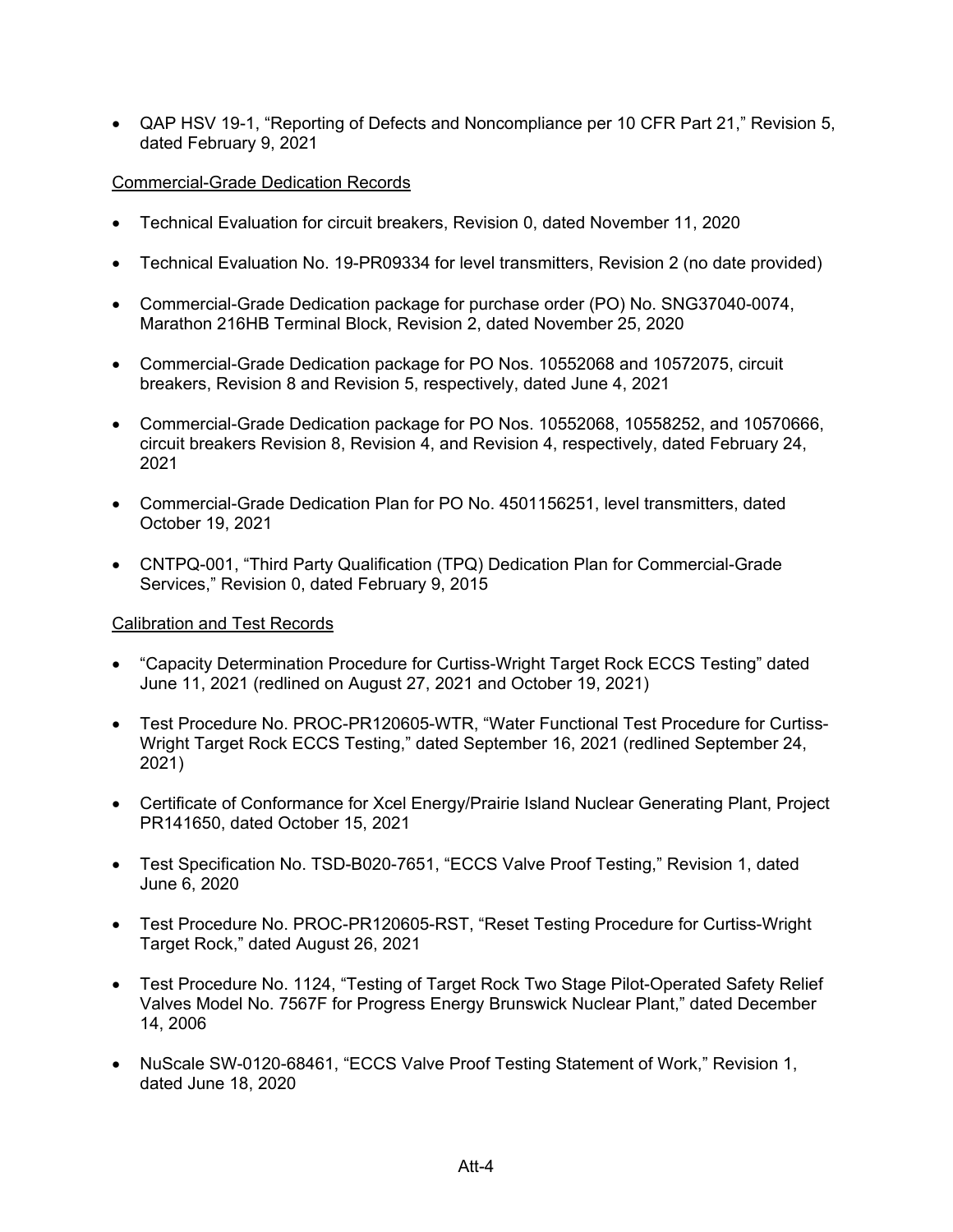- QAP HSV 19-1, "Reporting of Defects and Noncompliance per 10 CFR Part 21," Revision 5, dated February 9, 2021

Commercial-Grade Dedication Records

- Technical Evaluation for circuit breakers, Revision 0, dated November 11, 2020
- Technical Evaluation No. 19-PR09334 for level transmitters, Revision 2 (no date provided)
- Commercial-Grade Dedication package for purchase order (PO) No. SNG37040-0074, Marathon 216HB Terminal Block, Revision 2, dated November 25, 2020
- Commercial-Grade Dedication package for PO Nos. 10552068 and 10572075, circuit breakers, Revision 8 and Revision 5, respectively, dated June 4, 2021
- Commercial-Grade Dedication package for PO Nos. 10552068, 10558252, and 10570666, circuit breakers Revision 8, Revision 4, and Revision 4, respectively, dated February 24, 2021
- Commercial-Grade Dedication Plan for PO No. 4501156251, level transmitters, dated October 19, 2021
- CNTPQ-001, "Third Party Qualification (TPQ) Dedication Plan for Commercial-Grade Services," Revision 0, dated February 9, 2015

Calibration and Test Records

- "Capacity Determination Procedure for Curtiss-Wright Target Rock ECCS Testing" dated June 11, 2021 (redlined on August 27, 2021 and October 19, 2021)
- Test Procedure No. PROC-PR120605-WTR, "Water Functional Test Procedure for Curtiss-Wright Target Rock ECCS Testing," dated September 16, 2021 (redlined September 24, 2021)
- Certificate of Conformance for Xcel Energy/Prairie Island Nuclear Generating Plant, Project PR141650, dated October 15, 2021
- Test Specification No. TSD-B020-7651, "ECCS Valve Proof Testing," Revision 1, dated June 6, 2020
- Test Procedure No. PROC-PR120605-RST, "Reset Testing Procedure for Curtiss-Wright Target Rock," dated August 26, 2021
- Test Procedure No. 1124, "Testing of Target Rock Two Stage Pilot-Operated Safety Relief Valves Model No. 7567F for Progress Energy Brunswick Nuclear Plant," dated December 14, 2006
- NuScale SW-0120-68461, "ECCS Valve Proof Testing Statement of Work," Revision 1, dated June 18, 2020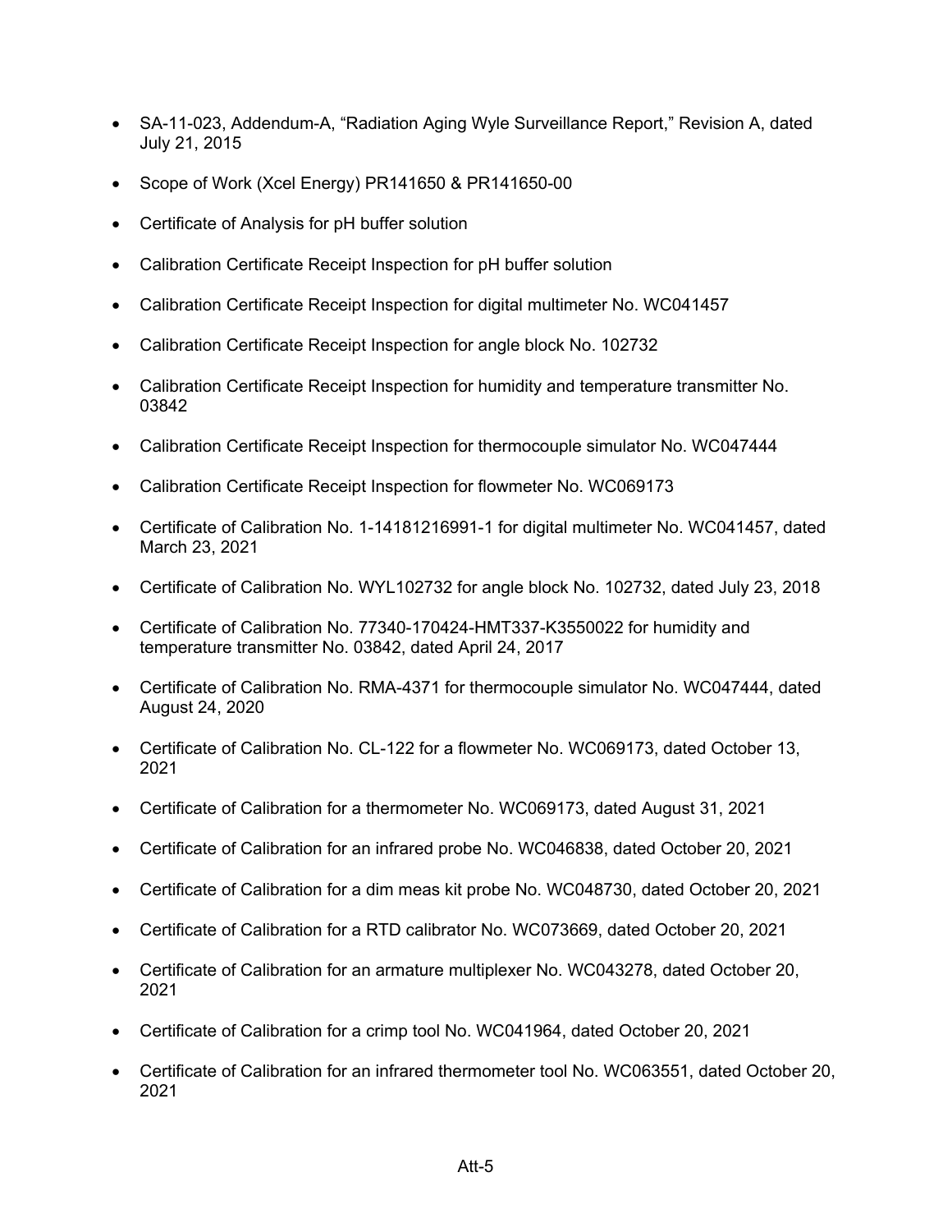- SA-11-023, Addendum-A, “Radiation Aging Wyle Surveillance Report,” Revision A, dated July 21, 2015
- Scope of Work (Xcel Energy) PR141650 & PR141650-00
- Certificate of Analysis for pH buffer solution
- Calibration Certificate Receipt Inspection for pH buffer solution
- Calibration Certificate Receipt Inspection for digital multimeter No. WC041457
- Calibration Certificate Receipt Inspection for angle block No. 102732
- Calibration Certificate Receipt Inspection for humidity and temperature transmitter No. 03842
- Calibration Certificate Receipt Inspection for thermocouple simulator No. WC047444
- Calibration Certificate Receipt Inspection for flowmeter No. WC069173
- Certificate of Calibration No. 1-14181216991-1 for digital multimeter No. WC041457, dated March 23, 2021
- Certificate of Calibration No. WYL102732 for angle block No. 102732, dated July 23, 2018
- Certificate of Calibration No. 77340-170424-HMT337-K3550022 for humidity and temperature transmitter No. 03842, dated April 24, 2017
- Certificate of Calibration No. RMA-4371 for thermocouple simulator No. WC047444, dated August 24, 2020
- Certificate of Calibration No. CL-122 for a flowmeter No. WC069173, dated October 13, 2021
- Certificate of Calibration for a thermometer No. WC069173, dated August 31, 2021
- Certificate of Calibration for an infrared probe No. WC046838, dated October 20, 2021
- Certificate of Calibration for a dim meas kit probe No. WC048730, dated October 20, 2021
- Certificate of Calibration for a RTD calibrator No. WC073669, dated October 20, 2021
- Certificate of Calibration for an armature multiplexer No. WC043278, dated October 20, 2021
- Certificate of Calibration for a crimp tool No. WC041964, dated October 20, 2021
- Certificate of Calibration for an infrared thermometer tool No. WC063551, dated October 20, 2021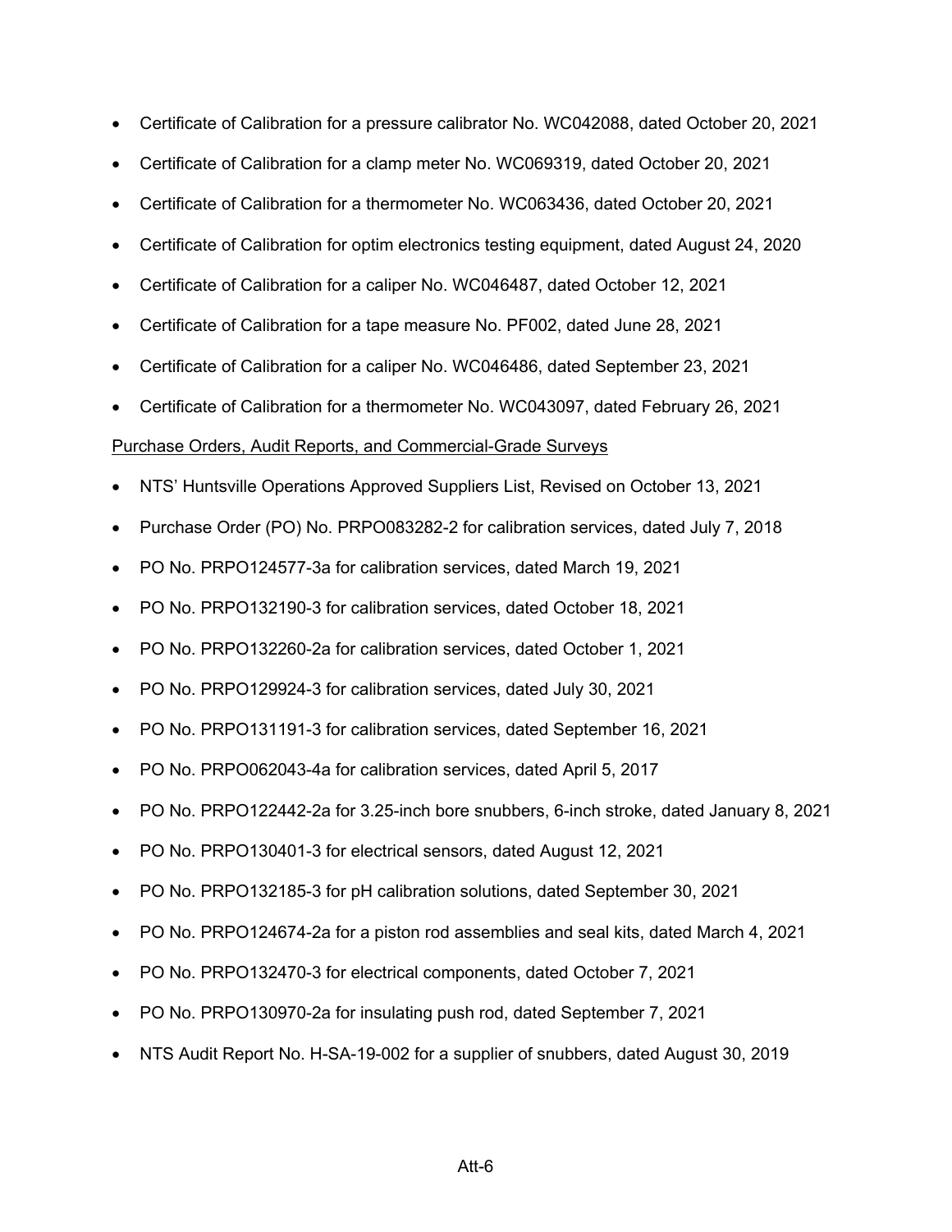- Certificate of Calibration for a pressure calibrator No. WC042088, dated October 20, 2021
- Certificate of Calibration for a clamp meter No. WC069319, dated October 20, 2021
- Certificate of Calibration for a thermometer No. WC063436, dated October 20, 2021
- Certificate of Calibration for optim electronics testing equipment, dated August 24, 2020
- Certificate of Calibration for a caliper No. WC046487, dated October 12, 2021
- Certificate of Calibration for a tape measure No. PF002, dated June 28, 2021
- Certificate of Calibration for a caliper No. WC046486, dated September 23, 2021
- Certificate of Calibration for a thermometer No. WC043097, dated February 26, 2021

Purchase Orders, Audit Reports, and Commercial-Grade Surveys

- NTS' Huntsville Operations Approved Suppliers List, Revised on October 13, 2021
- Purchase Order (PO) No. PRPO083282-2 for calibration services, dated July 7, 2018
- PO No. PRPO124577-3a for calibration services, dated March 19, 2021
- PO No. PRPO132190-3 for calibration services, dated October 18, 2021
- PO No. PRPO132260-2a for calibration services, dated October 1, 2021
- PO No. PRPO129924-3 for calibration services, dated July 30, 2021
- PO No. PRPO131191-3 for calibration services, dated September 16, 2021
- PO No. PRPO062043-4a for calibration services, dated April 5, 2017
- PO No. PRPO122442-2a for 3.25-inch bore snubbers, 6-inch stroke, dated January 8, 2021
- PO No. PRPO130401-3 for electrical sensors, dated August 12, 2021
- PO No. PRPO132185-3 for pH calibration solutions, dated September 30, 2021
- PO No. PRPO124674-2a for a piston rod assemblies and seal kits, dated March 4, 2021
- PO No. PRPO132470-3 for electrical components, dated October 7, 2021
- PO No. PRPO130970-2a for insulating push rod, dated September 7, 2021
- NTS Audit Report No. H-SA-19-002 for a supplier of snubbers, dated August 30, 2019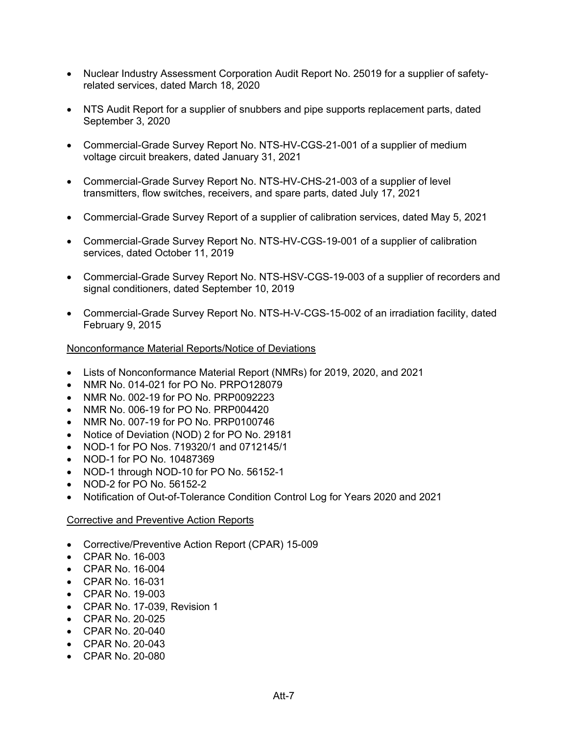- Nuclear Industry Assessment Corporation Audit Report No. 25019 for a supplier of safety-related services, dated March 18, 2020
- NTS Audit Report for a supplier of snubbers and pipe supports replacement parts, dated September 3, 2020
- Commercial-Grade Survey Report No. NTS-HV-CGS-21-001 of a supplier of medium voltage circuit breakers, dated January 31, 2021
- Commercial-Grade Survey Report No. NTS-HV-CHS-21-003 of a supplier of level transmitters, flow switches, receivers, and spare parts, dated July 17, 2021
- Commercial-Grade Survey Report of a supplier of calibration services, dated May 5, 2021
- Commercial-Grade Survey Report No. NTS-HV-CGS-19-001 of a supplier of calibration services, dated October 11, 2019
- Commercial-Grade Survey Report No. NTS-HSV-CGS-19-003 of a supplier of recorders and signal conditioners, dated September 10, 2019
- Commercial-Grade Survey Report No. NTS-H-V-CGS-15-002 of an irradiation facility, dated February 9, 2015

<u>Nonconformance Material Reports/Notice of Deviations</u>

- Lists of Nonconformance Material Report (NMRs) for 2019, 2020, and 2021
- NMR No. 014-021 for PO No. PRPO128079
- NMR No. 002-19 for PO No. PRP0092223
- NMR No. 006-19 for PO No. PRP004420
- NMR No. 007-19 for PO No. PRP0100746
- Notice of Deviation (NOD) 2 for PO No. 29181
- NOD-1 for PO Nos. 719320/1 and 0712145/1
- NOD-1 for PO No. 10487369
- NOD-1 through NOD-10 for PO No. 56152-1
- NOD-2 for PO No. 56152-2
- Notification of Out-of-Tolerance Condition Control Log for Years 2020 and 2021

<u>Corrective and Preventive Action Reports</u>

- Corrective/Preventive Action Report (CPAR) 15-009
- CPAR No. 16-003
- CPAR No. 16-004
- CPAR No. 16-031
- CPAR No. 19-003
- CPAR No. 17-039, Revision 1
- CPAR No. 20-025
- CPAR No. 20-040
- CPAR No. 20-043
- CPAR No. 20-080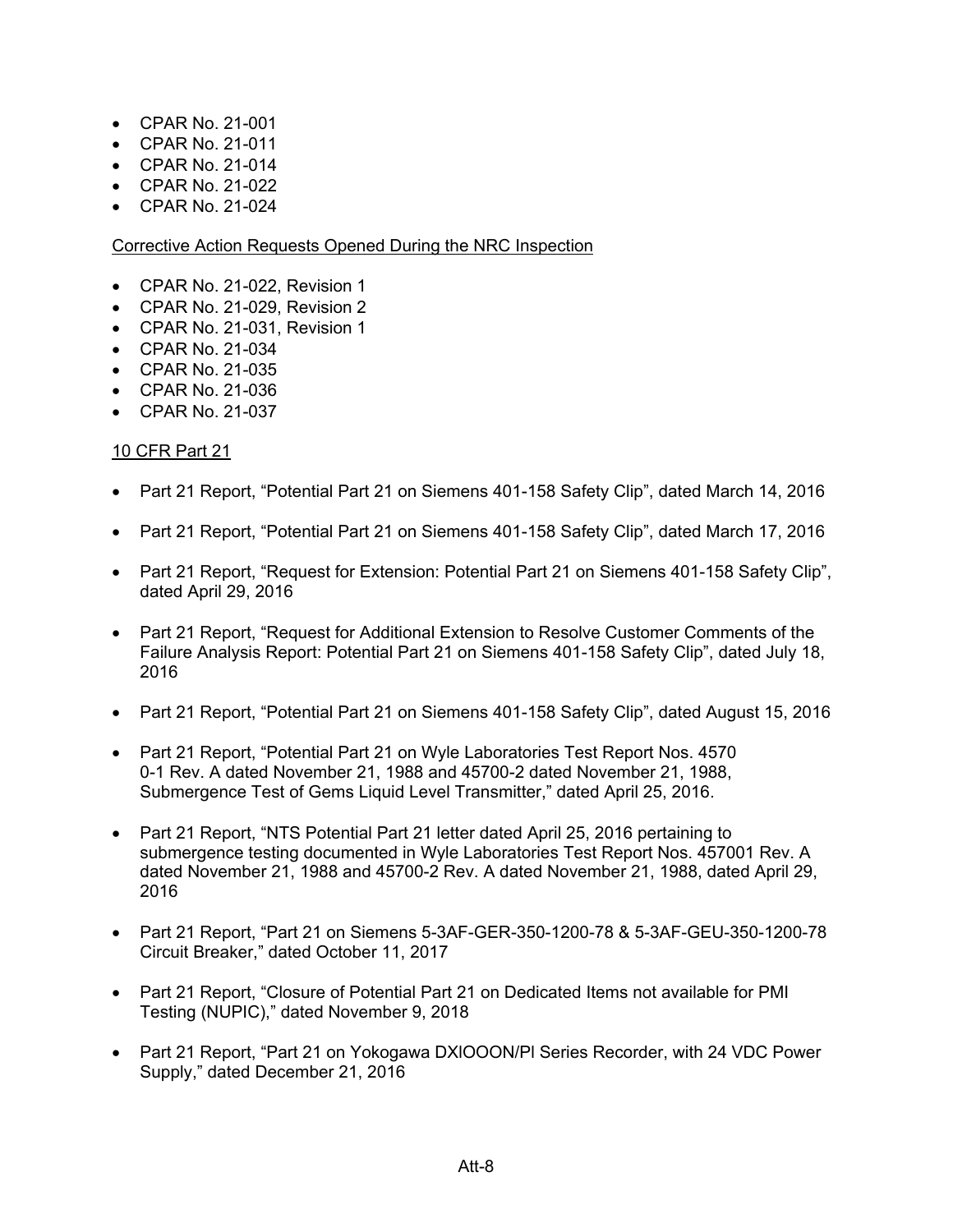- CPAR No. 21-001
- CPAR No. 21-011
- CPAR No. 21-014
- CPAR No. 21-022
- CPAR No. 21-024

Corrective Action Requests Opened During the NRC Inspection

- CPAR No. 21-022, Revision 1
- CPAR No. 21-029, Revision 2
- CPAR No. 21-031, Revision 1
- CPAR No. 21-034
- CPAR No. 21-035
- CPAR No. 21-036
- CPAR No. 21-037

10 CFR Part 21

- Part 21 Report, "Potential Part 21 on Siemens 401-158 Safety Clip", dated March 14, 2016
- Part 21 Report, "Potential Part 21 on Siemens 401-158 Safety Clip", dated March 17, 2016
- Part 21 Report, "Request for Extension: Potential Part 21 on Siemens 401-158 Safety Clip", dated April 29, 2016
- Part 21 Report, "Request for Additional Extension to Resolve Customer Comments of the Failure Analysis Report: Potential Part 21 on Siemens 401-158 Safety Clip", dated July 18, 2016
- Part 21 Report, "Potential Part 21 on Siemens 401-158 Safety Clip", dated August 15, 2016
- Part 21 Report, "Potential Part 21 on Wyle Laboratories Test Report Nos. 4570 0-1 Rev. A dated November 21, 1988 and 45700-2 dated November 21, 1988, Submergence Test of Gems Liquid Level Transmitter," dated April 25, 2016.
- Part 21 Report, "NTS Potential Part 21 letter dated April 25, 2016 pertaining to submergence testing documented in Wyle Laboratories Test Report Nos. 457001 Rev. A dated November 21, 1988 and 45700-2 Rev. A dated November 21, 1988, dated April 29, 2016
- Part 21 Report, "Part 21 on Siemens 5-3AF-GER-350-1200-78 & 5-3AF-GEU-350-1200-78 Circuit Breaker," dated October 11, 2017
- Part 21 Report, "Closure of Potential Part 21 on Dedicated Items not available for PMI Testing (NUPIC)," dated November 9, 2018
- Part 21 Report, "Part 21 on Yokogawa DXlOOON/Pl Series Recorder, with 24 VDC Power Supply," dated December 21, 2016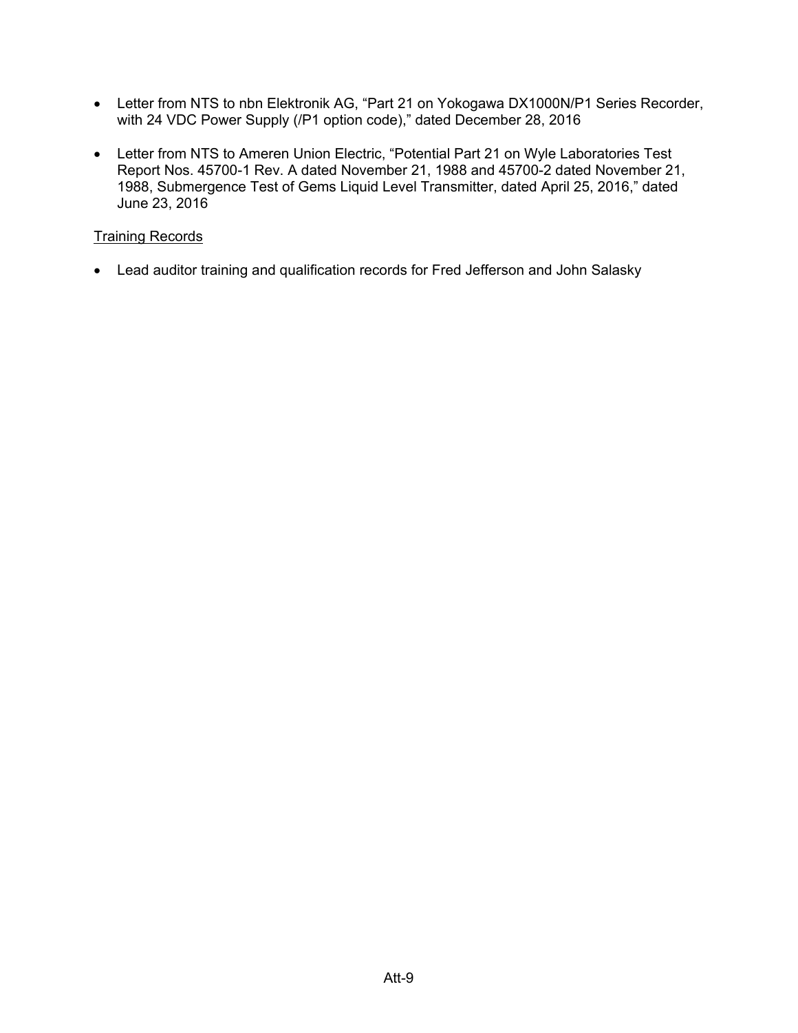- Letter from NTS to nbn Elektronik AG, “Part 21 on Yokogawa DX1000N/P1 Series Recorder, with 24 VDC Power Supply (/P1 option code),” dated December 28, 2016
- Letter from NTS to Ameren Union Electric, “Potential Part 21 on Wyle Laboratories Test Report Nos. 45700-1 Rev. A dated November 21, 1988 and 45700-2 dated November 21, 1988, Submergence Test of Gems Liquid Level Transmitter, dated April 25, 2016,” dated June 23, 2016

Training Records

- Lead auditor training and qualification records for Fred Jefferson and John Salasky